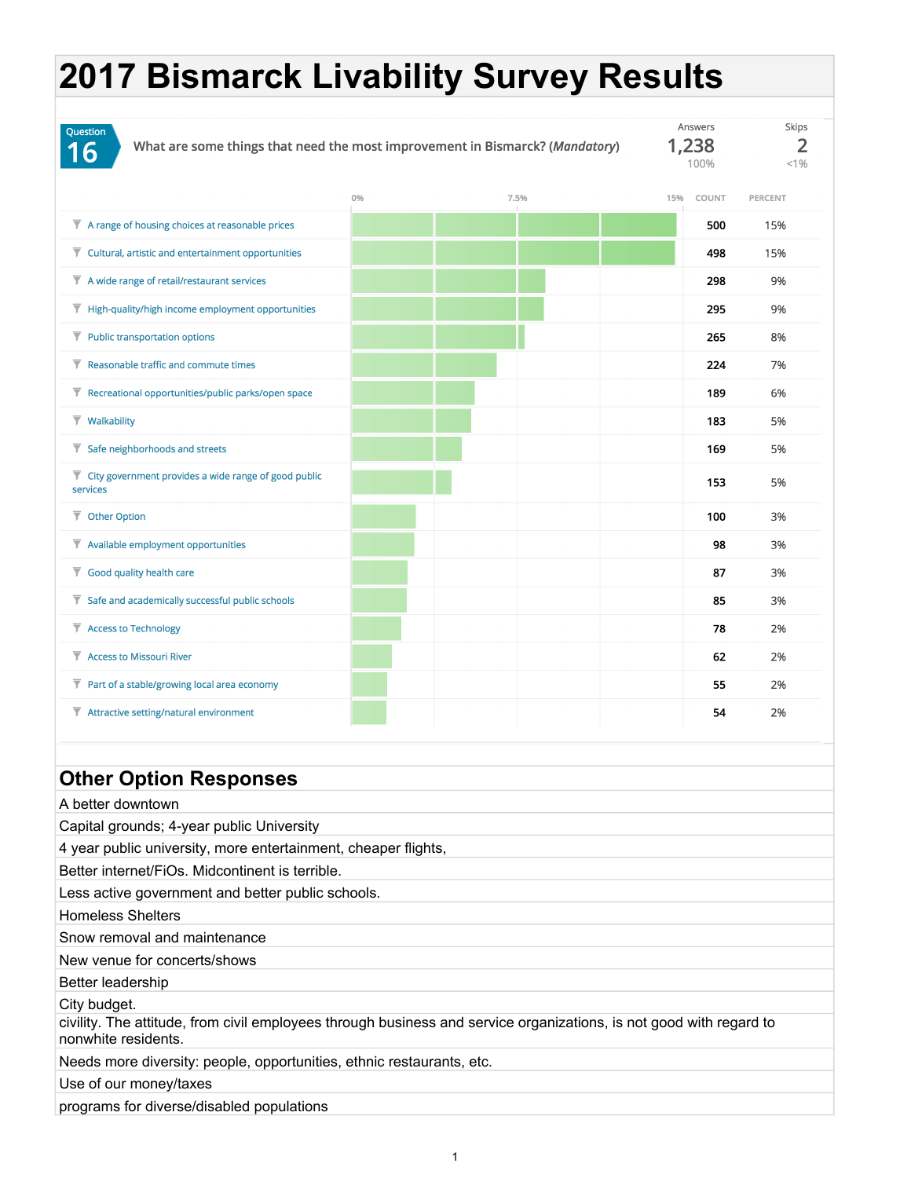# 2017 Bismarck Livability Survey Results

**Question 16**

What are some things that need the most improvement in Bismarck? (*Mandatory*)

| Answers | Skips |
|---|---|
| 1,238 | 2 |
| 100% | <1% |

| Response | COUNT | PERCENT |
|---|---|---|
| A range of housing choices at reasonable prices | 500 | 15% |
| Cultural, artistic and entertainment opportunities | 498 | 15% |
| A wide range of retail/restaurant services | 298 | 9% |
| High-quality/high income employment opportunities | 295 | 9% |
| Public transportation options | 265 | 8% |
| Reasonable traffic and commute times | 224 | 7% |
| Recreational opportunities/public parks/open space | 189 | 6% |
| Walkability | 183 | 5% |
| Safe neighborhoods and streets | 169 | 5% |
| City government provides a wide range of good public services | 153 | 5% |
| Other Option | 100 | 3% |
| Available employment opportunities | 98 | 3% |
| Good quality health care | 87 | 3% |
| Safe and academically successful public schools | 85 | 3% |
| Access to Technology | 78 | 2% |
| Access to Missouri River | 62 | 2% |
| Part of a stable/growing local area economy | 55 | 2% |
| Attractive setting/natural environment | 54 | 2% |

## Other Option Responses

| |
|---|
| A better downtown |
| Capital grounds; 4-year public University |
| 4 year public university, more entertainment, cheaper flights, |
| Better internet/FiOs. Midcontinent is terrible. |
| Less active government and better public schools. |
| Homeless Shelters |
| Snow removal and maintenance |
| New venue for concerts/shows |
| Better leadership |
| City budget. |
| civility. The attitude, from civil employees through business and service organizations, is not good with regard to nonwhite residents. |
| Needs more diversity: people, opportunities, ethnic restaurants, etc. |
| Use of our money/taxes |
| programs for diverse/disabled populations |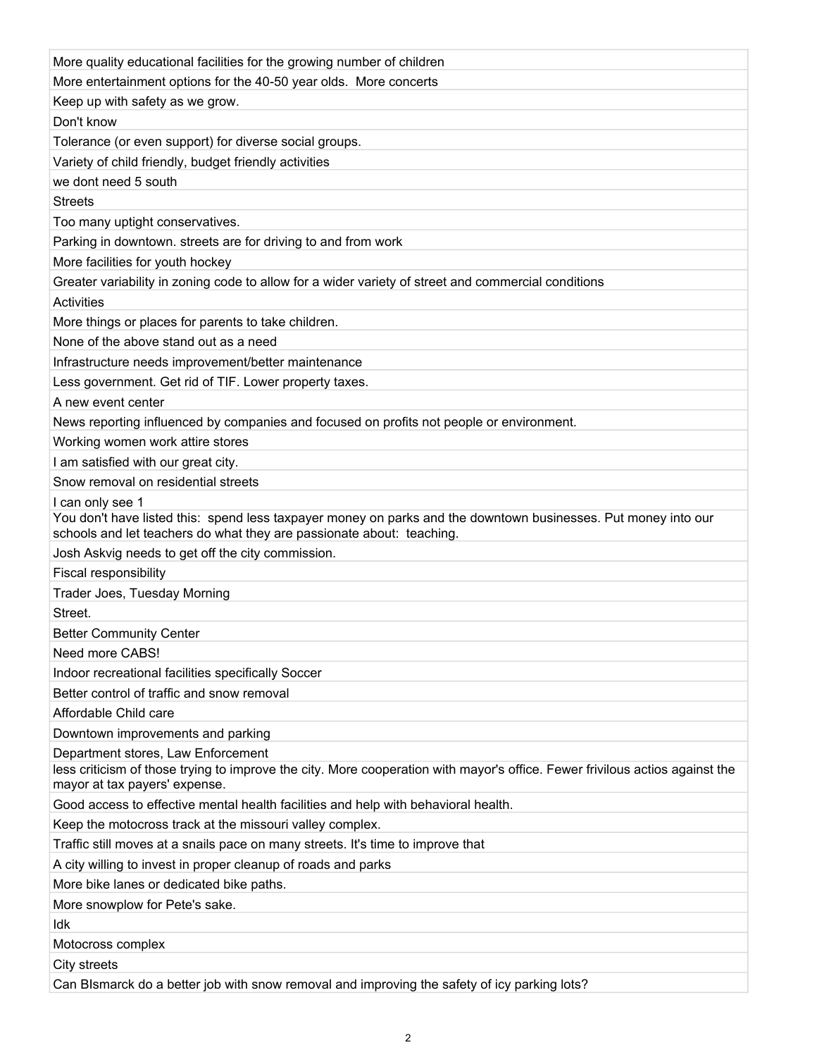| |
|---|
| More quality educational facilities for the growing number of children |
| More entertainment options for the 40-50 year olds.  More concerts |
| Keep up with safety as we grow. |
| Don't know |
| Tolerance (or even support) for diverse social groups. |
| Variety of child friendly, budget friendly activities |
| we dont need 5 south |
| Streets |
| Too many uptight conservatives. |
| Parking in downtown. streets are for driving to and from work |
| More facilities for youth hockey |
| Greater variability in zoning code to allow for a wider variety of street and commercial conditions |
| Activities |
| More things or places for parents to take children. |
| None of the above stand out as a need |
| Infrastructure needs improvement/better maintenance |
| Less government. Get rid of TIF. Lower property taxes. |
| A new event center |
| News reporting influenced by companies and focused on profits not people or environment. |
| Working women work attire stores |
| I am satisfied with our great city. |
| Snow removal on residential streets |
| I can only see 1 |
| You don't have listed this:  spend less taxpayer money on parks and the downtown businesses. Put money into our schools and let teachers do what they are passionate about:  teaching. |
| Josh Askvig needs to get off the city commission. |
| Fiscal responsibility |
| Trader Joes, Tuesday Morning |
| Street. |
| Better Community Center |
| Need more CABS! |
| Indoor recreational facilities specifically Soccer |
| Better control of traffic and snow removal |
| Affordable Child care |
| Downtown improvements and parking |
| Department stores, Law Enforcement |
| less criticism of those trying to improve the city. More cooperation with mayor's office. Fewer frivilous actios against the mayor at tax payers' expense. |
| Good access to effective mental health facilities and help with behavioral health. |
| Keep the motocross track at the missouri valley complex. |
| Traffic still moves at a snails pace on many streets. It's time to improve that |
| A city willing to invest in proper cleanup of roads and parks |
| More bike lanes or dedicated bike paths. |
| More snowplow for Pete's sake. |
| Idk |
| Motocross complex |
| City streets |
| Can BIsmarck do a better job with snow removal and improving the safety of icy parking lots? |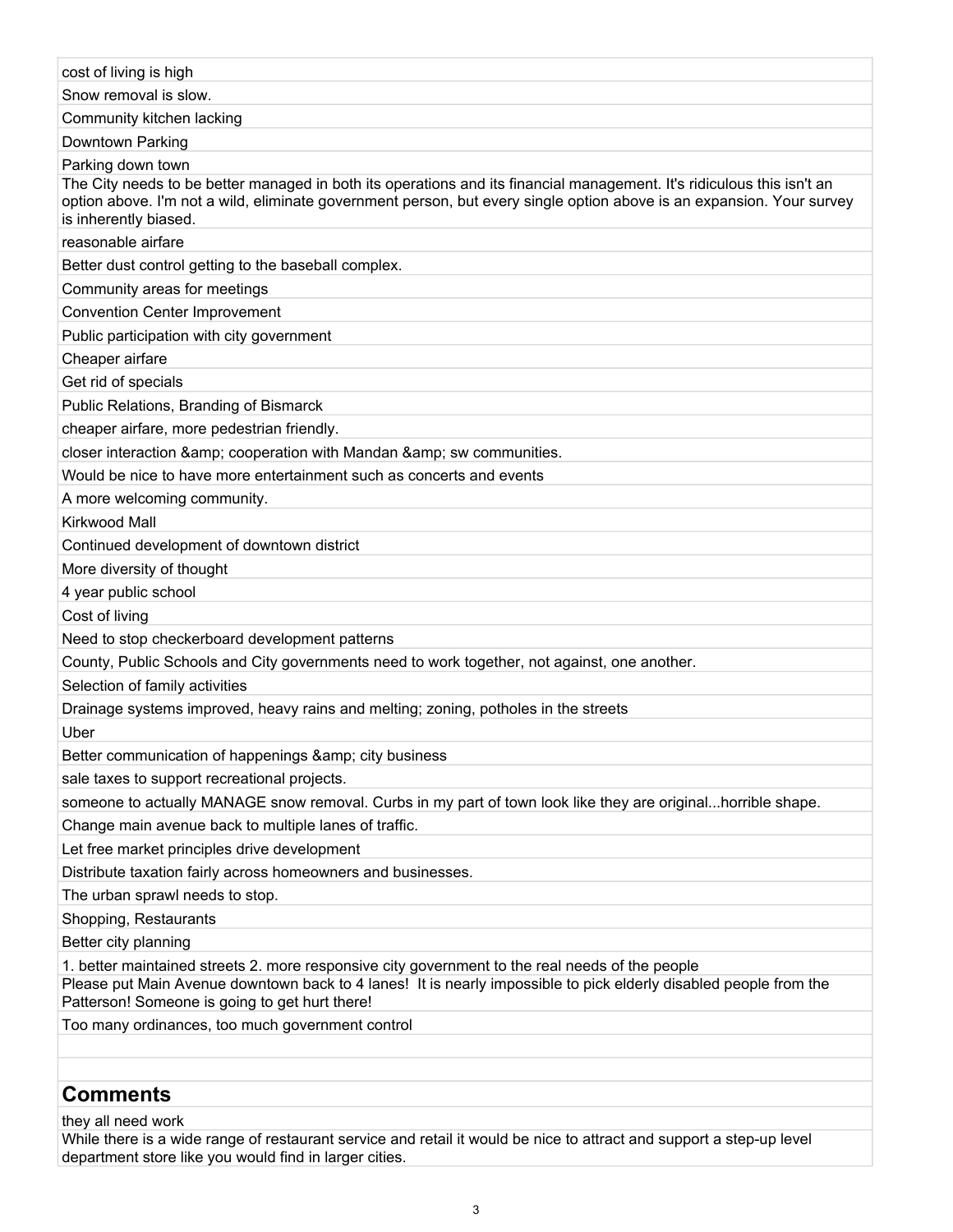cost of living is high

Snow removal is slow.

Community kitchen lacking

Downtown Parking

Parking down town

The City needs to be better managed in both its operations and its financial management. It's ridiculous this isn't an option above. I'm not a wild, eliminate government person, but every single option above is an expansion. Your survey is inherently biased.

reasonable airfare

Better dust control getting to the baseball complex.

Community areas for meetings

Convention Center Improvement

Public participation with city government

Cheaper airfare

Get rid of specials

Public Relations, Branding of Bismarck

cheaper airfare, more pedestrian friendly.

closer interaction &amp; cooperation with Mandan &amp; sw communities.

Would be nice to have more entertainment such as concerts and events

A more welcoming community.

Kirkwood Mall

Continued development of downtown district

More diversity of thought

4 year public school

Cost of living

Need to stop checkerboard development patterns

County, Public Schools and City governments need to work together, not against, one another.

Selection of family activities

Drainage systems improved, heavy rains and melting; zoning, potholes in the streets

Uber

Better communication of happenings &amp; city business

sale taxes to support recreational projects.

someone to actually MANAGE snow removal. Curbs in my part of town look like they are original...horrible shape.

Change main avenue back to multiple lanes of traffic.

Let free market principles drive development

Distribute taxation fairly across homeowners and businesses.

The urban sprawl needs to stop.

Shopping, Restaurants

Better city planning

1. better maintained streets 2. more responsive city government to the real needs of the people

Please put Main Avenue downtown back to 4 lanes! It is nearly impossible to pick elderly disabled people from the Patterson! Someone is going to get hurt there!

Too many ordinances, too much government control

## Comments

they all need work

While there is a wide range of restaurant service and retail it would be nice to attract and support a step-up level department store like you would find in larger cities.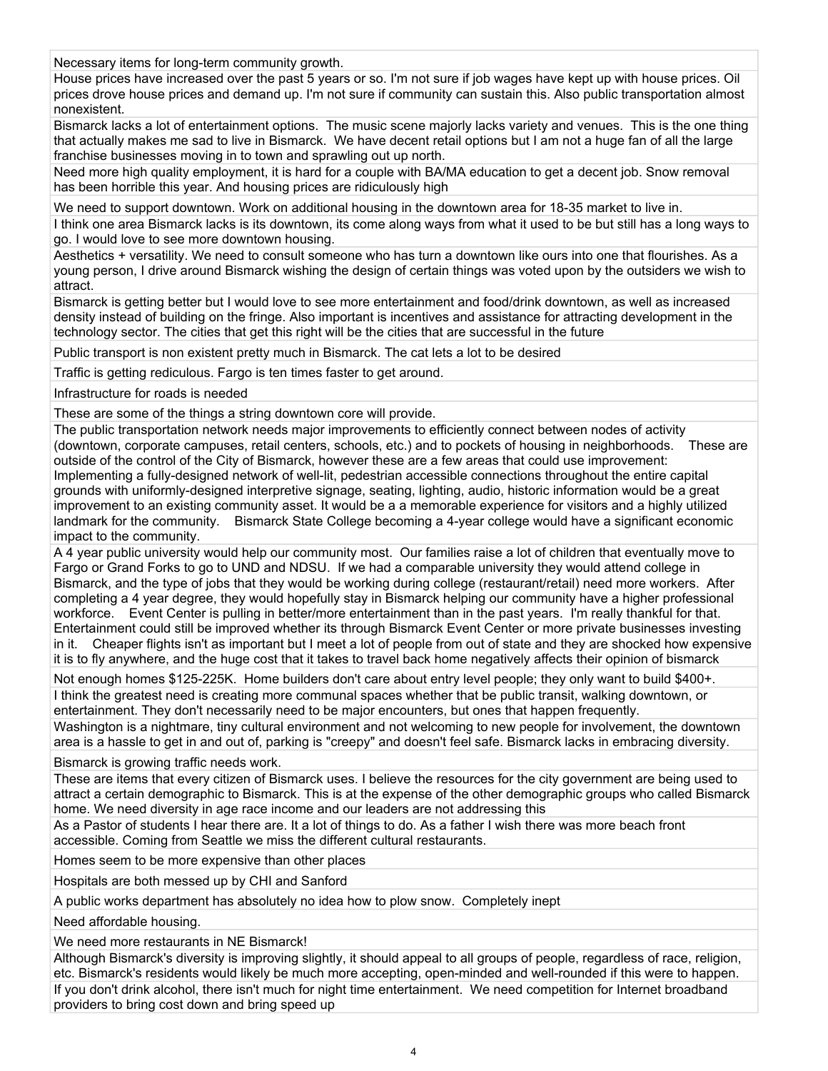| |
|---|
| Necessary items for long-term community growth. |
| House prices have increased over the past 5 years or so. I'm not sure if job wages have kept up with house prices. Oil prices drove house prices and demand up. I'm not sure if community can sustain this. Also public transportation almost nonexistent. |
| Bismarck lacks a lot of entertainment options. The music scene majorly lacks variety and venues. This is the one thing that actually makes me sad to live in Bismarck. We have decent retail options but I am not a huge fan of all the large franchise businesses moving in to town and sprawling out up north. |
| Need more high quality employment, it is hard for a couple with BA/MA education to get a decent job. Snow removal has been horrible this year. And housing prices are ridiculously high |
| We need to support downtown. Work on additional housing in the downtown area for 18-35 market to live in. |
| I think one area Bismarck lacks is its downtown, its come along ways from what it used to be but still has a long ways to go. I would love to see more downtown housing. |
| Aesthetics + versatility. We need to consult someone who has turn a downtown like ours into one that flourishes. As a young person, I drive around Bismarck wishing the design of certain things was voted upon by the outsiders we wish to attract. |
| Bismarck is getting better but I would love to see more entertainment and food/drink downtown, as well as increased density instead of building on the fringe. Also important is incentives and assistance for attracting development in the technology sector. The cities that get this right will be the cities that are successful in the future |
| Public transport is non existent pretty much in Bismarck. The cat lets a lot to be desired |
| Traffic is getting rediculous. Fargo is ten times faster to get around. |
| Infrastructure for roads is needed |
| These are some of the things a string downtown core will provide. |
| The public transportation network needs major improvements to efficiently connect between nodes of activity (downtown, corporate campuses, retail centers, schools, etc.) and to pockets of housing in neighborhoods. These are outside of the control of the City of Bismarck, however these are a few areas that could use improvement: Implementing a fully-designed network of well-lit, pedestrian accessible connections throughout the entire capital grounds with uniformly-designed interpretive signage, seating, lighting, audio, historic information would be a great improvement to an existing community asset. It would be a a memorable experience for visitors and a highly utilized landmark for the community. Bismarck State College becoming a 4-year college would have a significant economic impact to the community. |
| A 4 year public university would help our community most. Our families raise a lot of children that eventually move to Fargo or Grand Forks to go to UND and NDSU. If we had a comparable university they would attend college in Bismarck, and the type of jobs that they would be working during college (restaurant/retail) need more workers. After completing a 4 year degree, they would hopefully stay in Bismarck helping our community have a higher professional workforce. Event Center is pulling in better/more entertainment than in the past years. I'm really thankful for that. Entertainment could still be improved whether its through Bismarck Event Center or more private businesses investing in it. Cheaper flights isn't as important but I meet a lot of people from out of state and they are shocked how expensive it is to fly anywhere, and the huge cost that it takes to travel back home negatively affects their opinion of bismarck |
| Not enough homes $125-225K. Home builders don't care about entry level people; they only want to build $400+. |
| I think the greatest need is creating more communal spaces whether that be public transit, walking downtown, or entertainment. They don't necessarily need to be major encounters, but ones that happen frequently. |
| Washington is a nightmare, tiny cultural environment and not welcoming to new people for involvement, the downtown area is a hassle to get in and out of, parking is "creepy" and doesn't feel safe. Bismarck lacks in embracing diversity. |
| Bismarck is growing traffic needs work. |
| These are items that every citizen of Bismarck uses. I believe the resources for the city government are being used to attract a certain demographic to Bismarck. This is at the expense of the other demographic groups who called Bismarck home. We need diversity in age race income and our leaders are not addressing this |
| As a Pastor of students I hear there are. It a lot of things to do. As a father I wish there was more beach front accessible. Coming from Seattle we miss the different cultural restaurants. |
| Homes seem to be more expensive than other places |
| Hospitals are both messed up by CHI and Sanford |
| A public works department has absolutely no idea how to plow snow. Completely inept |
| Need affordable housing. |
| We need more restaurants in NE Bismarck! |
| Although Bismarck's diversity is improving slightly, it should appeal to all groups of people, regardless of race, religion, etc. Bismarck's residents would likely be much more accepting, open-minded and well-rounded if this were to happen. |
| If you don't drink alcohol, there isn't much for night time entertainment. We need competition for Internet broadband providers to bring cost down and bring speed up |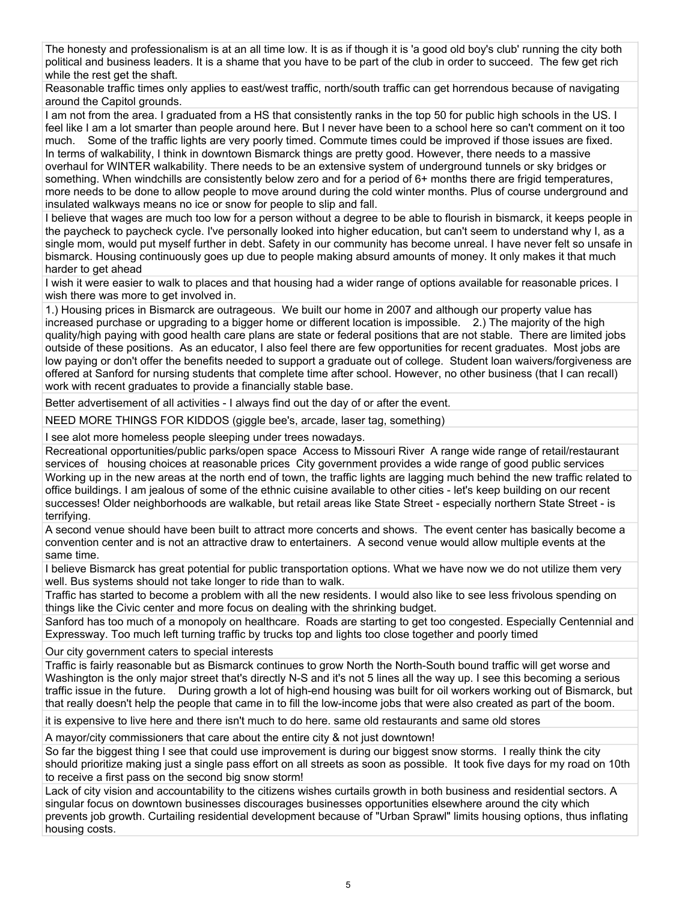| |
|---|
| The honesty and professionalism is at an all time low. It is as if though it is 'a good old boy's club' running the city both political and business leaders. It is a shame that you have to be part of the club in order to succeed. The few get rich while the rest get the shaft. |
| Reasonable traffic times only applies to east/west traffic, north/south traffic can get horrendous because of navigating around the Capitol grounds. |
| I am not from the area. I graduated from a HS that consistently ranks in the top 50 for public high schools in the US. I feel like I am a lot smarter than people around here. But I never have been to a school here so can't comment on it too much. Some of the traffic lights are very poorly timed. Commute times could be improved if those issues are fixed. In terms of walkability, I think in downtown Bismarck things are pretty good. However, there needs to a massive overhaul for WINTER walkability. There needs to be an extensive system of underground tunnels or sky bridges or something. When windchills are consistently below zero and for a period of 6+ months there are frigid temperatures, more needs to be done to allow people to move around during the cold winter months. Plus of course underground and insulated walkways means no ice or snow for people to slip and fall. |
| I believe that wages are much too low for a person without a degree to be able to flourish in bismarck, it keeps people in the paycheck to paycheck cycle. I've personally looked into higher education, but can't seem to understand why I, as a single mom, would put myself further in debt. Safety in our community has become unreal. I have never felt so unsafe in bismarck. Housing continuously goes up due to people making absurd amounts of money. It only makes it that much harder to get ahead |
| I wish it were easier to walk to places and that housing had a wider range of options available for reasonable prices. I wish there was more to get involved in. |
| 1.) Housing prices in Bismarck are outrageous. We built our home in 2007 and although our property value has increased purchase or upgrading to a bigger home or different location is impossible. 2.) The majority of the high quality/high paying with good health care plans are state or federal positions that are not stable. There are limited jobs outside of these positions. As an educator, I also feel there are few opportunities for recent graduates. Most jobs are low paying or don't offer the benefits needed to support a graduate out of college. Student loan waivers/forgiveness are offered at Sanford for nursing students that complete time after school. However, no other business (that I can recall) work with recent graduates to provide a financially stable base. |
| Better advertisement of all activities - I always find out the day of or after the event. |
| NEED MORE THINGS FOR KIDDOS (giggle bee's, arcade, laser tag, something) |
| I see alot more homeless people sleeping under trees nowadays. |
| Recreational opportunities/public parks/open space Access to Missouri River A range wide range of retail/restaurant services of housing choices at reasonable prices City government provides a wide range of good public services |
| Working up in the new areas at the north end of town, the traffic lights are lagging much behind the new traffic related to office buildings. I am jealous of some of the ethnic cuisine available to other cities - let's keep building on our recent successes! Older neighborhoods are walkable, but retail areas like State Street - especially northern State Street - is terrifying. |
| A second venue should have been built to attract more concerts and shows. The event center has basically become a convention center and is not an attractive draw to entertainers. A second venue would allow multiple events at the same time. |
| I believe Bismarck has great potential for public transportation options. What we have now we do not utilize them very well. Bus systems should not take longer to ride than to walk. |
| Traffic has started to become a problem with all the new residents. I would also like to see less frivolous spending on things like the Civic center and more focus on dealing with the shrinking budget. |
| Sanford has too much of a monopoly on healthcare. Roads are starting to get too congested. Especially Centennial and Expressway. Too much left turning traffic by trucks top and lights too close together and poorly timed |
| Our city government caters to special interests |
| Traffic is fairly reasonable but as Bismarck continues to grow North the North-South bound traffic will get worse and Washington is the only major street that's directly N-S and it's not 5 lines all the way up. I see this becoming a serious traffic issue in the future. During growth a lot of high-end housing was built for oil workers working out of Bismarck, but that really doesn't help the people that came in to fill the low-income jobs that were also created as part of the boom. |
| it is expensive to live here and there isn't much to do here. same old restaurants and same old stores |
| A mayor/city commissioners that care about the entire city & not just downtown! |
| So far the biggest thing I see that could use improvement is during our biggest snow storms. I really think the city should prioritize making just a single pass effort on all streets as soon as possible. It took five days for my road on 10th to receive a first pass on the second big snow storm! |
| Lack of city vision and accountability to the citizens wishes curtails growth in both business and residential sectors. A singular focus on downtown businesses discourages businesses opportunities elsewhere around the city which prevents job growth. Curtailing residential development because of "Urban Sprawl" limits housing options, thus inflating housing costs. |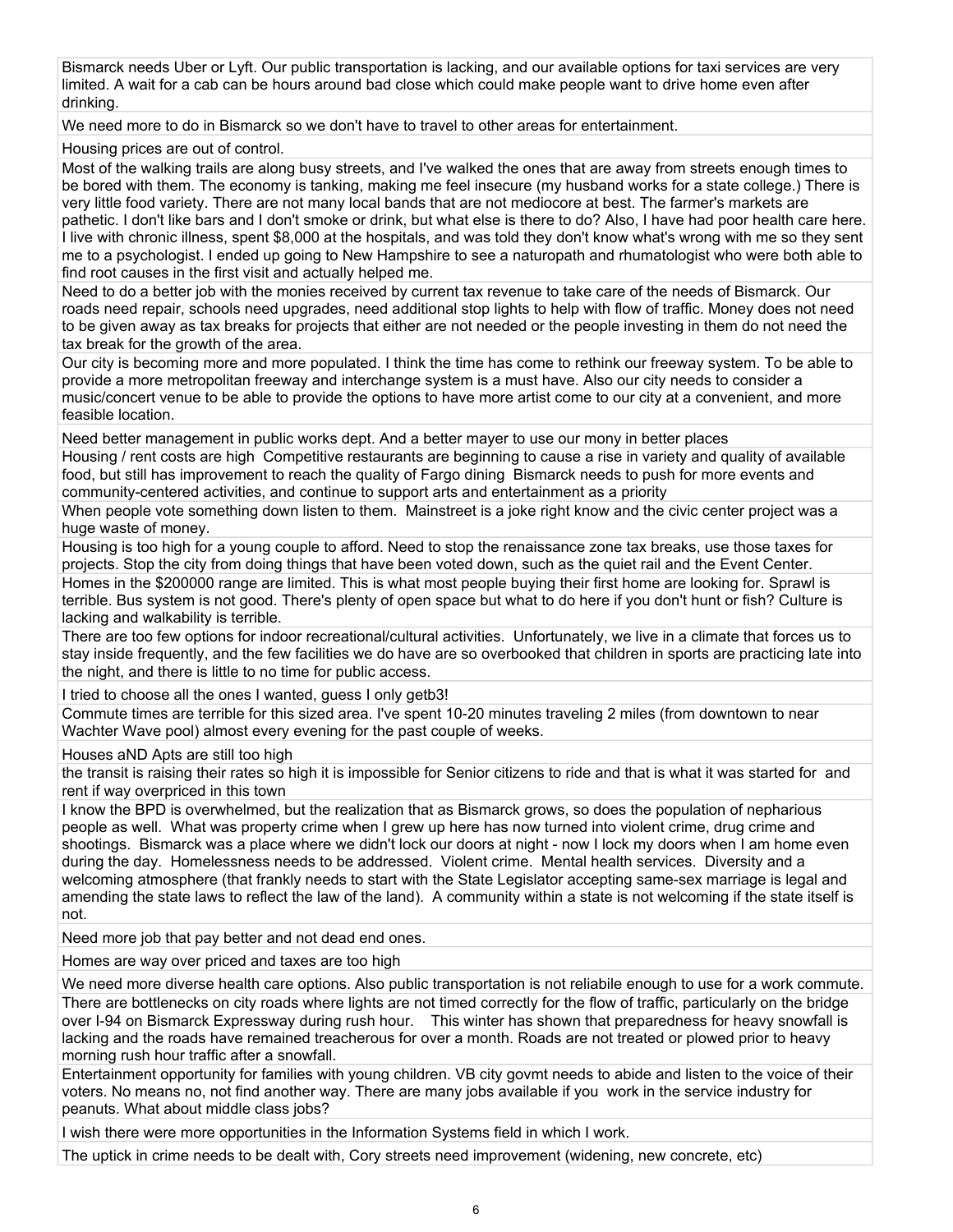Bismarck needs Uber or Lyft. Our public transportation is lacking, and our available options for taxi services are very limited. A wait for a cab can be hours around bad close which could make people want to drive home even after drinking.

We need more to do in Bismarck so we don't have to travel to other areas for entertainment.

Housing prices are out of control.

Most of the walking trails are along busy streets, and I've walked the ones that are away from streets enough times to be bored with them. The economy is tanking, making me feel insecure (my husband works for a state college.) There is very little food variety. There are not many local bands that are not mediocore at best. The farmer's markets are pathetic. I don't like bars and I don't smoke or drink, but what else is there to do? Also, I have had poor health care here. I live with chronic illness, spent $8,000 at the hospitals, and was told they don't know what's wrong with me so they sent me to a psychologist. I ended up going to New Hampshire to see a naturopath and rhumatologist who were both able to find root causes in the first visit and actually helped me.

Need to do a better job with the monies received by current tax revenue to take care of the needs of Bismarck. Our roads need repair, schools need upgrades, need additional stop lights to help with flow of traffic. Money does not need to be given away as tax breaks for projects that either are not needed or the people investing in them do not need the tax break for the growth of the area.

Our city is becoming more and more populated. I think the time has come to rethink our freeway system. To be able to provide a more metropolitan freeway and interchange system is a must have. Also our city needs to consider a music/concert venue to be able to provide the options to have more artist come to our city at a convenient, and more feasible location.

Need better management in public works dept. And a better mayer to use our mony in better places

Housing / rent costs are high Competitive restaurants are beginning to cause a rise in variety and quality of available food, but still has improvement to reach the quality of Fargo dining Bismarck needs to push for more events and community-centered activities, and continue to support arts and entertainment as a priority

When people vote something down listen to them. Mainstreet is a joke right know and the civic center project was a huge waste of money.

Housing is too high for a young couple to afford. Need to stop the renaissance zone tax breaks, use those taxes for projects. Stop the city from doing things that have been voted down, such as the quiet rail and the Event Center.

Homes in the $200000 range are limited. This is what most people buying their first home are looking for. Sprawl is terrible. Bus system is not good. There's plenty of open space but what to do here if you don't hunt or fish? Culture is lacking and walkability is terrible.

There are too few options for indoor recreational/cultural activities. Unfortunately, we live in a climate that forces us to stay inside frequently, and the few facilities we do have are so overbooked that children in sports are practicing late into the night, and there is little to no time for public access.

I tried to choose all the ones I wanted, guess I only getb3!

Commute times are terrible for this sized area. I've spent 10-20 minutes traveling 2 miles (from downtown to near Wachter Wave pool) almost every evening for the past couple of weeks.

Houses aND Apts are still too high

the transit is raising their rates so high it is impossible for Senior citizens to ride and that is what it was started for and rent if way overpriced in this town

I know the BPD is overwhelmed, but the realization that as Bismarck grows, so does the population of nepharious people as well. What was property crime when I grew up here has now turned into violent crime, drug crime and shootings. Bismarck was a place where we didn't lock our doors at night - now I lock my doors when I am home even during the day. Homelessness needs to be addressed. Violent crime. Mental health services. Diversity and a welcoming atmosphere (that frankly needs to start with the State Legislator accepting same-sex marriage is legal and amending the state laws to reflect the law of the land). A community within a state is not welcoming if the state itself is not.

Need more job that pay better and not dead end ones.

Homes are way over priced and taxes are too high

We need more diverse health care options. Also public transportation is not reliabile enough to use for a work commute.

There are bottlenecks on city roads where lights are not timed correctly for the flow of traffic, particularly on the bridge over I-94 on Bismarck Expressway during rush hour. This winter has shown that preparedness for heavy snowfall is lacking and the roads have remained treacherous for over a month. Roads are not treated or plowed prior to heavy morning rush hour traffic after a snowfall.

Entertainment opportunity for families with young children. VB city govmt needs to abide and listen to the voice of their voters. No means no, not find another way. There are many jobs available if you work in the service industry for peanuts. What about middle class jobs?

I wish there were more opportunities in the Information Systems field in which I work.

The uptick in crime needs to be dealt with, Cory streets need improvement (widening, new concrete, etc)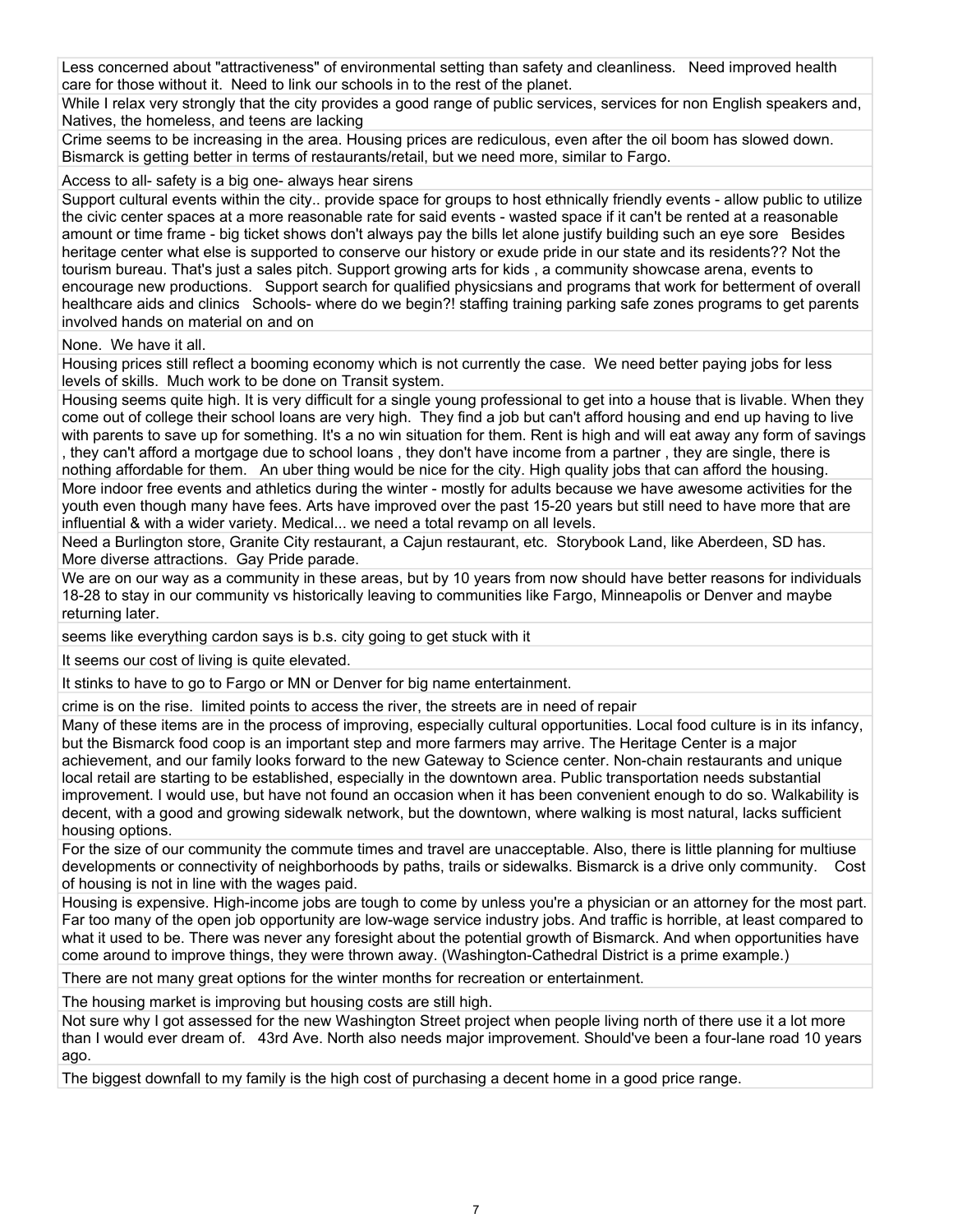| |
|---|
| Less concerned about "attractiveness" of environmental setting than safety and cleanliness. Need improved health care for those without it. Need to link our schools in to the rest of the planet. |
| While I relax very strongly that the city provides a good range of public services, services for non English speakers and, Natives, the homeless, and teens are lacking |
| Crime seems to be increasing in the area. Housing prices are rediculous, even after the oil boom has slowed down. Bismarck is getting better in terms of restaurants/retail, but we need more, similar to Fargo. |
| Access to all- safety is a big one- always hear sirens |
| Support cultural events within the city.. provide space for groups to host ethnically friendly events - allow public to utilize the civic center spaces at a more reasonable rate for said events - wasted space if it can't be rented at a reasonable amount or time frame - big ticket shows don't always pay the bills let alone justify building such an eye sore Besides heritage center what else is supported to conserve our history or exude pride in our state and its residents?? Not the tourism bureau. That's just a sales pitch. Support growing arts for kids , a community showcase arena, events to encourage new productions. Support search for qualified physicsians and programs that work for betterment of overall healthcare aids and clinics Schools- where do we begin?! staffing training parking safe zones programs to get parents involved hands on material on and on |
| None. We have it all. |
| Housing prices still reflect a booming economy which is not currently the case. We need better paying jobs for less levels of skills. Much work to be done on Transit system. |
| Housing seems quite high. It is very difficult for a single young professional to get into a house that is livable. When they come out of college their school loans are very high. They find a job but can't afford housing and end up having to live with parents to save up for something. It's a no win situation for them. Rent is high and will eat away any form of savings , they can't afford a mortgage due to school loans , they don't have income from a partner , they are single, there is nothing affordable for them. An uber thing would be nice for the city. High quality jobs that can afford the housing. |
| More indoor free events and athletics during the winter - mostly for adults because we have awesome activities for the youth even though many have fees. Arts have improved over the past 15-20 years but still need to have more that are influential & with a wider variety. Medical... we need a total revamp on all levels. |
| Need a Burlington store, Granite City restaurant, a Cajun restaurant, etc. Storybook Land, like Aberdeen, SD has. More diverse attractions. Gay Pride parade. |
| We are on our way as a community in these areas, but by 10 years from now should have better reasons for individuals 18-28 to stay in our community vs historically leaving to communities like Fargo, Minneapolis or Denver and maybe returning later. |
| seems like everything cardon says is b.s. city going to get stuck with it |
| It seems our cost of living is quite elevated. |
| It stinks to have to go to Fargo or MN or Denver for big name entertainment. |
| crime is on the rise. limited points to access the river, the streets are in need of repair |
| Many of these items are in the process of improving, especially cultural opportunities. Local food culture is in its infancy, but the Bismarck food coop is an important step and more farmers may arrive. The Heritage Center is a major achievement, and our family looks forward to the new Gateway to Science center. Non-chain restaurants and unique local retail are starting to be established, especially in the downtown area. Public transportation needs substantial improvement. I would use, but have not found an occasion when it has been convenient enough to do so. Walkability is decent, with a good and growing sidewalk network, but the downtown, where walking is most natural, lacks sufficient housing options. |
| For the size of our community the commute times and travel are unacceptable. Also, there is little planning for multiuse developments or connectivity of neighborhoods by paths, trails or sidewalks. Bismarck is a drive only community. Cost of housing is not in line with the wages paid. |
| Housing is expensive. High-income jobs are tough to come by unless you're a physician or an attorney for the most part. Far too many of the open job opportunity are low-wage service industry jobs. And traffic is horrible, at least compared to what it used to be. There was never any foresight about the potential growth of Bismarck. And when opportunities have come around to improve things, they were thrown away. (Washington-Cathedral District is a prime example.) |
| There are not many great options for the winter months for recreation or entertainment. |
| The housing market is improving but housing costs are still high. |
| Not sure why I got assessed for the new Washington Street project when people living north of there use it a lot more than I would ever dream of. 43rd Ave. North also needs major improvement. Should've been a four-lane road 10 years ago. |
| The biggest downfall to my family is the high cost of purchasing a decent home in a good price range. |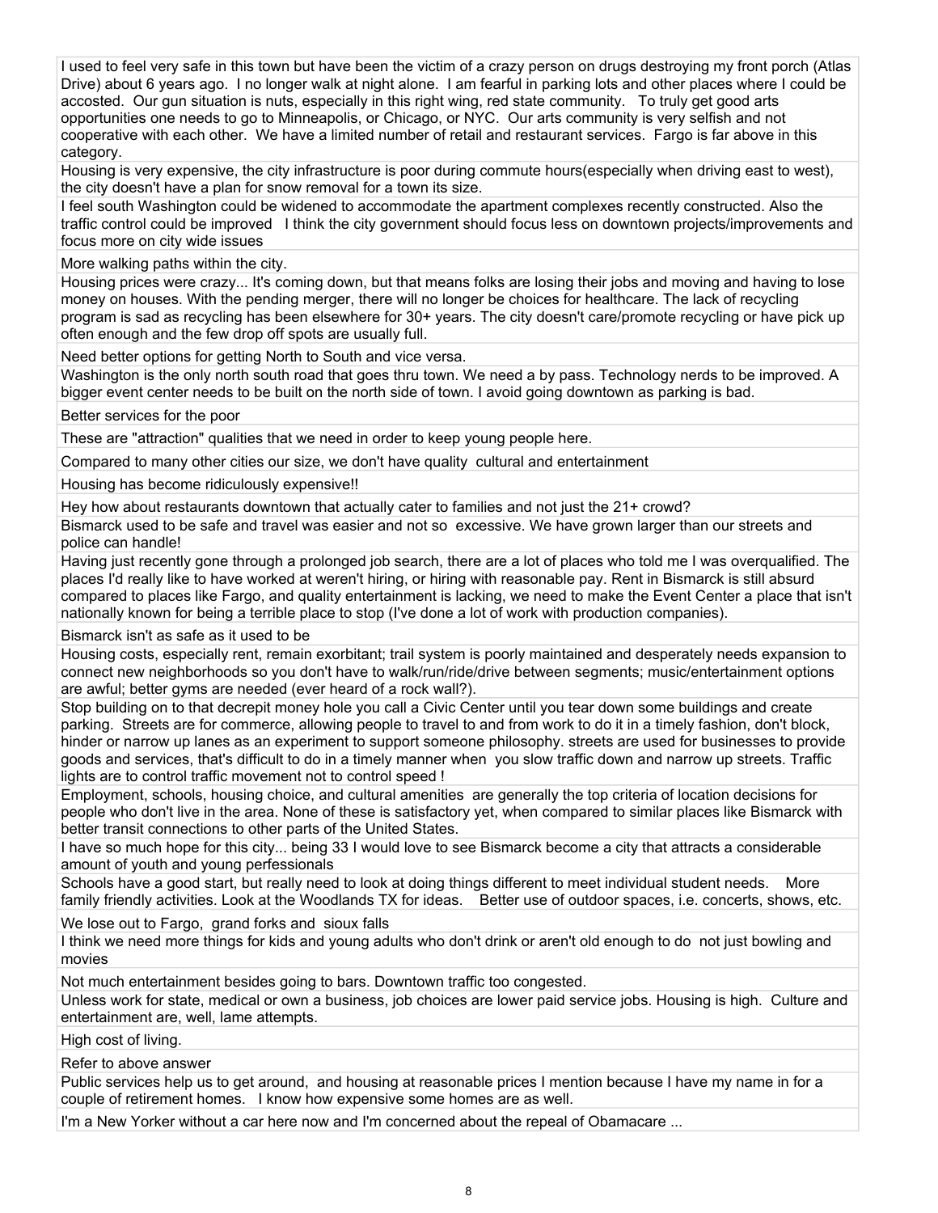| |
|---|
| I used to feel very safe in this town but have been the victim of a crazy person on drugs destroying my front porch (Atlas Drive) about 6 years ago. I no longer walk at night alone. I am fearful in parking lots and other places where I could be accosted. Our gun situation is nuts, especially in this right wing, red state community. To truly get good arts opportunities one needs to go to Minneapolis, or Chicago, or NYC. Our arts community is very selfish and not cooperative with each other. We have a limited number of retail and restaurant services. Fargo is far above in this category. |
| Housing is very expensive, the city infrastructure is poor during commute hours(especially when driving east to west), the city doesn't have a plan for snow removal for a town its size. |
| I feel south Washington could be widened to accommodate the apartment complexes recently constructed. Also the traffic control could be improved I think the city government should focus less on downtown projects/improvements and focus more on city wide issues |
| More walking paths within the city. |
| Housing prices were crazy... It's coming down, but that means folks are losing their jobs and moving and having to lose money on houses. With the pending merger, there will no longer be choices for healthcare. The lack of recycling program is sad as recycling has been elsewhere for 30+ years. The city doesn't care/promote recycling or have pick up often enough and the few drop off spots are usually full. |
| Need better options for getting North to South and vice versa. |
| Washington is the only north south road that goes thru town. We need a by pass. Technology nerds to be improved. A bigger event center needs to be built on the north side of town. I avoid going downtown as parking is bad. |
| Better services for the poor |
| These are "attraction" qualities that we need in order to keep young people here. |
| Compared to many other cities our size, we don't have quality cultural and entertainment |
| Housing has become ridiculously expensive!! |
| Hey how about restaurants downtown that actually cater to families and not just the 21+ crowd? |
| Bismarck used to be safe and travel was easier and not so excessive. We have grown larger than our streets and police can handle! |
| Having just recently gone through a prolonged job search, there are a lot of places who told me I was overqualified. The places I'd really like to have worked at weren't hiring, or hiring with reasonable pay. Rent in Bismarck is still absurd compared to places like Fargo, and quality entertainment is lacking, we need to make the Event Center a place that isn't nationally known for being a terrible place to stop (I've done a lot of work with production companies). |
| Bismarck isn't as safe as it used to be |
| Housing costs, especially rent, remain exorbitant; trail system is poorly maintained and desperately needs expansion to connect new neighborhoods so you don't have to walk/run/ride/drive between segments; music/entertainment options are awful; better gyms are needed (ever heard of a rock wall?). |
| Stop building on to that decrepit money hole you call a Civic Center until you tear down some buildings and create parking. Streets are for commerce, allowing people to travel to and from work to do it in a timely fashion, don't block, hinder or narrow up lanes as an experiment to support someone philosophy. streets are used for businesses to provide goods and services, that's difficult to do in a timely manner when you slow traffic down and narrow up streets. Traffic lights are to control traffic movement not to control speed ! |
| Employment, schools, housing choice, and cultural amenities are generally the top criteria of location decisions for people who don't live in the area. None of these is satisfactory yet, when compared to similar places like Bismarck with better transit connections to other parts of the United States. |
| I have so much hope for this city... being 33 I would love to see Bismarck become a city that attracts a considerable amount of youth and young perfessionals |
| Schools have a good start, but really need to look at doing things different to meet individual student needs. More family friendly activities. Look at the Woodlands TX for ideas. Better use of outdoor spaces, i.e. concerts, shows, etc. |
| We lose out to Fargo, grand forks and sioux falls |
| I think we need more things for kids and young adults who don't drink or aren't old enough to do not just bowling and movies |
| Not much entertainment besides going to bars. Downtown traffic too congested. |
| Unless work for state, medical or own a business, job choices are lower paid service jobs. Housing is high. Culture and entertainment are, well, lame attempts. |
| High cost of living. |
| Refer to above answer |
| Public services help us to get around, and housing at reasonable prices I mention because I have my name in for a couple of retirement homes. I know how expensive some homes are as well. |
| I'm a New Yorker without a car here now and I'm concerned about the repeal of Obamacare ... |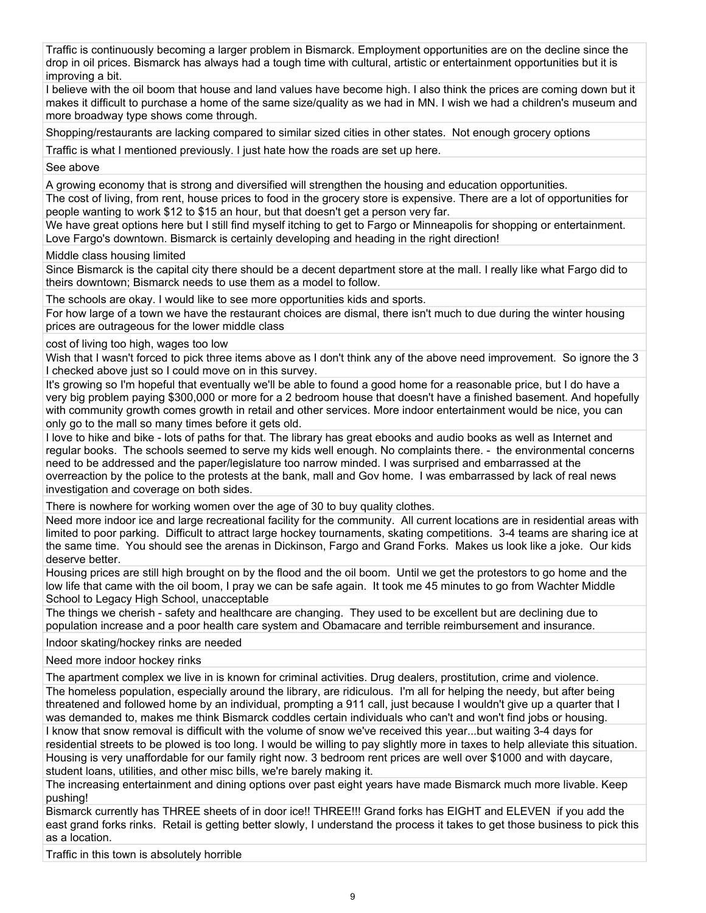| |
|---|
| Traffic is continuously becoming a larger problem in Bismarck. Employment opportunities are on the decline since the drop in oil prices. Bismarck has always had a tough time with cultural, artistic or entertainment opportunities but it is improving a bit. |
| I believe with the oil boom that house and land values have become high. I also think the prices are coming down but it makes it difficult to purchase a home of the same size/quality as we had in MN. I wish we had a children's museum and more broadway type shows come through. |
| Shopping/restaurants are lacking compared to similar sized cities in other states. Not enough grocery options |
| Traffic is what I mentioned previously. I just hate how the roads are set up here. |
| See above |
| A growing economy that is strong and diversified will strengthen the housing and education opportunities. |
| The cost of living, from rent, house prices to food in the grocery store is expensive. There are a lot of opportunities for people wanting to work $12 to $15 an hour, but that doesn't get a person very far. |
| We have great options here but I still find myself itching to get to Fargo or Minneapolis for shopping or entertainment. Love Fargo's downtown. Bismarck is certainly developing and heading in the right direction! |
| Middle class housing limited |
| Since Bismarck is the capital city there should be a decent department store at the mall. I really like what Fargo did to theirs downtown; Bismarck needs to use them as a model to follow. |
| The schools are okay. I would like to see more opportunities kids and sports. |
| For how large of a town we have the restaurant choices are dismal, there isn't much to due during the winter housing prices are outrageous for the lower middle class |
| cost of living too high, wages too low |
| Wish that I wasn't forced to pick three items above as I don't think any of the above need improvement. So ignore the 3 I checked above just so I could move on in this survey. |
| It's growing so I'm hopeful that eventually we'll be able to found a good home for a reasonable price, but I do have a very big problem paying $300,000 or more for a 2 bedroom house that doesn't have a finished basement. And hopefully with community growth comes growth in retail and other services. More indoor entertainment would be nice, you can only go to the mall so many times before it gets old. |
| I love to hike and bike - lots of paths for that. The library has great ebooks and audio books as well as Internet and regular books. The schools seemed to serve my kids well enough. No complaints there. - the environmental concerns need to be addressed and the paper/legislature too narrow minded. I was surprised and embarrassed at the overreaction by the police to the protests at the bank, mall and Gov home. I was embarrassed by lack of real news investigation and coverage on both sides. |
| There is nowhere for working women over the age of 30 to buy quality clothes. |
| Need more indoor ice and large recreational facility for the community. All current locations are in residential areas with limited to poor parking. Difficult to attract large hockey tournaments, skating competitions. 3-4 teams are sharing ice at the same time. You should see the arenas in Dickinson, Fargo and Grand Forks. Makes us look like a joke. Our kids deserve better. |
| Housing prices are still high brought on by the flood and the oil boom. Until we get the protestors to go home and the low life that came with the oil boom, I pray we can be safe again. It took me 45 minutes to go from Wachter Middle School to Legacy High School, unacceptable |
| The things we cherish - safety and healthcare are changing. They used to be excellent but are declining due to population increase and a poor health care system and Obamacare and terrible reimbursement and insurance. |
| Indoor skating/hockey rinks are needed |
| Need more indoor hockey rinks |
| The apartment complex we live in is known for criminal activities. Drug dealers, prostitution, crime and violence. |
| The homeless population, especially around the library, are ridiculous. I'm all for helping the needy, but after being threatened and followed home by an individual, prompting a 911 call, just because I wouldn't give up a quarter that I was demanded to, makes me think Bismarck coddles certain individuals who can't and won't find jobs or housing. |
| I know that snow removal is difficult with the volume of snow we've received this year...but waiting 3-4 days for residential streets to be plowed is too long. I would be willing to pay slightly more in taxes to help alleviate this situation. |
| Housing is very unaffordable for our family right now. 3 bedroom rent prices are well over $1000 and with daycare, student loans, utilities, and other misc bills, we're barely making it. |
| The increasing entertainment and dining options over past eight years have made Bismarck much more livable. Keep pushing! |
| Bismarck currently has THREE sheets of in door ice!! THREE!!! Grand forks has EIGHT and ELEVEN if you add the east grand forks rinks. Retail is getting better slowly, I understand the process it takes to get those business to pick this as a location. |
| Traffic in this town is absolutely horrible |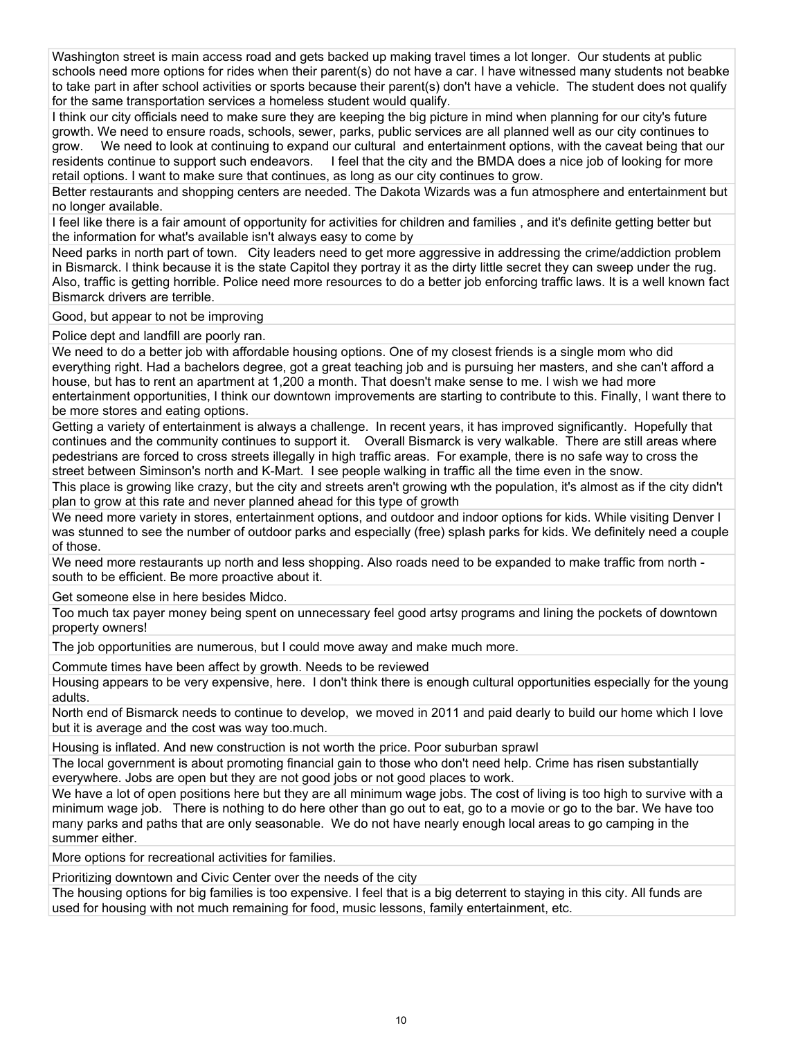| |
|---|
| Washington street is main access road and gets backed up making travel times a lot longer. Our students at public schools need more options for rides when their parent(s) do not have a car. I have witnessed many students not beabke to take part in after school activities or sports because their parent(s) don't have a vehicle. The student does not qualify for the same transportation services a homeless student would qualify. |
| I think our city officials need to make sure they are keeping the big picture in mind when planning for our city's future growth. We need to ensure roads, schools, sewer, parks, public services are all planned well as our city continues to grow. We need to look at continuing to expand our cultural and entertainment options, with the caveat being that our residents continue to support such endeavors. I feel that the city and the BMDA does a nice job of looking for more retail options. I want to make sure that continues, as long as our city continues to grow. |
| Better restaurants and shopping centers are needed. The Dakota Wizards was a fun atmosphere and entertainment but no longer available. |
| I feel like there is a fair amount of opportunity for activities for children and families , and it's definite getting better but the information for what's available isn't always easy to come by |
| Need parks in north part of town. City leaders need to get more aggressive in addressing the crime/addiction problem in Bismarck. I think because it is the state Capitol they portray it as the dirty little secret they can sweep under the rug. Also, traffic is getting horrible. Police need more resources to do a better job enforcing traffic laws. It is a well known fact Bismarck drivers are terrible. |
| Good, but appear to not be improving |
| Police dept and landfill are poorly ran. |
| We need to do a better job with affordable housing options. One of my closest friends is a single mom who did everything right. Had a bachelors degree, got a great teaching job and is pursuing her masters, and she can't afford a house, but has to rent an apartment at 1,200 a month. That doesn't make sense to me. I wish we had more entertainment opportunities, I think our downtown improvements are starting to contribute to this. Finally, I want there to be more stores and eating options. |
| Getting a variety of entertainment is always a challenge. In recent years, it has improved significantly. Hopefully that continues and the community continues to support it. Overall Bismarck is very walkable. There are still areas where pedestrians are forced to cross streets illegally in high traffic areas. For example, there is no safe way to cross the street between Siminson's north and K-Mart. I see people walking in traffic all the time even in the snow. |
| This place is growing like crazy, but the city and streets aren't growing wth the population, it's almost as if the city didn't plan to grow at this rate and never planned ahead for this type of growth |
| We need more variety in stores, entertainment options, and outdoor and indoor options for kids. While visiting Denver I was stunned to see the number of outdoor parks and especially (free) splash parks for kids. We definitely need a couple of those. |
| We need more restaurants up north and less shopping. Also roads need to be expanded to make traffic from north - south to be efficient. Be more proactive about it. |
| Get someone else in here besides Midco. |
| Too much tax payer money being spent on unnecessary feel good artsy programs and lining the pockets of downtown property owners! |
| The job opportunities are numerous, but I could move away and make much more. |
| Commute times have been affect by growth. Needs to be reviewed |
| Housing appears to be very expensive, here. I don't think there is enough cultural opportunities especially for the young adults. |
| North end of Bismarck needs to continue to develop, we moved in 2011 and paid dearly to build our home which I love but it is average and the cost was way too.much. |
| Housing is inflated. And new construction is not worth the price. Poor suburban sprawl |
| The local government is about promoting financial gain to those who don't need help. Crime has risen substantially everywhere. Jobs are open but they are not good jobs or not good places to work. |
| We have a lot of open positions here but they are all minimum wage jobs. The cost of living is too high to survive with a minimum wage job. There is nothing to do here other than go out to eat, go to a movie or go to the bar. We have too many parks and paths that are only seasonable. We do not have nearly enough local areas to go camping in the summer either. |
| More options for recreational activities for families. |
| Prioritizing downtown and Civic Center over the needs of the city |
| The housing options for big families is too expensive. I feel that is a big deterrent to staying in this city. All funds are used for housing with not much remaining for food, music lessons, family entertainment, etc. |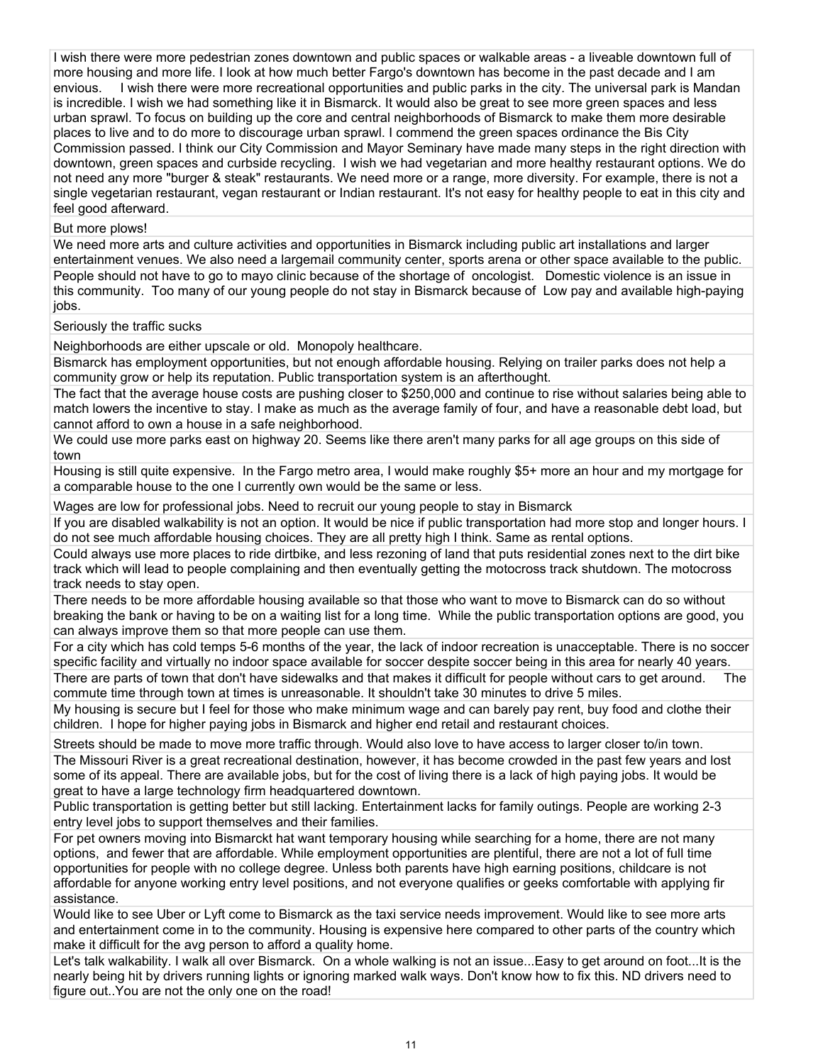I wish there were more pedestrian zones downtown and public spaces or walkable areas - a liveable downtown full of more housing and more life. I look at how much better Fargo's downtown has become in the past decade and I am envious.   I wish there were more recreational opportunities and public parks in the city. The universal park is Mandan is incredible. I wish we had something like it in Bismarck. It would also be great to see more green spaces and less urban sprawl. To focus on building up the core and central neighborhoods of Bismarck to make them more desirable places to live and to do more to discourage urban sprawl. I commend the green spaces ordinance the Bis City Commission passed. I think our City Commission and Mayor Seminary have made many steps in the right direction with downtown, green spaces and curbside recycling.  I wish we had vegetarian and more healthy restaurant options. We do not need any more "burger & steak" restaurants. We need more or a range, more diversity. For example, there is not a single vegetarian restaurant, vegan restaurant or Indian restaurant. It's not easy for healthy people to eat in this city and feel good afterward.

But more plows!

We need more arts and culture activities and opportunities in Bismarck including public art installations and larger entertainment venues. We also need a largemail community center, sports arena or other space available to the public.

People should not have to go to mayo clinic because of the shortage of  oncologist.   Domestic violence is an issue in this community.  Too many of our young people do not stay in Bismarck because of  Low pay and available high-paying jobs.

Seriously the traffic sucks

Neighborhoods are either upscale or old.  Monopoly healthcare.

Bismarck has employment opportunities, but not enough affordable housing. Relying on trailer parks does not help a community grow or help its reputation. Public transportation system is an afterthought.

The fact that the average house costs are pushing closer to $250,000 and continue to rise without salaries being able to match lowers the incentive to stay. I make as much as the average family of four, and have a reasonable debt load, but cannot afford to own a house in a safe neighborhood.

We could use more parks east on highway 20. Seems like there aren't many parks for all age groups on this side of town

Housing is still quite expensive.  In the Fargo metro area, I would make roughly $5+ more an hour and my mortgage for a comparable house to the one I currently own would be the same or less.

Wages are low for professional jobs. Need to recruit our young people to stay in Bismarck

If you are disabled walkability is not an option. It would be nice if public transportation had more stop and longer hours. I do not see much affordable housing choices. They are all pretty high I think. Same as rental options.

Could always use more places to ride dirtbike, and less rezoning of land that puts residential zones next to the dirt bike track which will lead to people complaining and then eventually getting the motocross track shutdown. The motocross track needs to stay open.

There needs to be more affordable housing available so that those who want to move to Bismarck can do so without breaking the bank or having to be on a waiting list for a long time.  While the public transportation options are good, you can always improve them so that more people can use them.

For a city which has cold temps 5-6 months of the year, the lack of indoor recreation is unacceptable. There is no soccer specific facility and virtually no indoor space available for soccer despite soccer being in this area for nearly 40 years.

There are parts of town that don't have sidewalks and that makes it difficult for people without cars to get around.   The commute time through town at times is unreasonable. It shouldn't take 30 minutes to drive 5 miles.

My housing is secure but I feel for those who make minimum wage and can barely pay rent, buy food and clothe their children.  I hope for higher paying jobs in Bismarck and higher end retail and restaurant choices.

Streets should be made to move more traffic through. Would also love to have access to larger closer to/in town.

The Missouri River is a great recreational destination, however, it has become crowded in the past few years and lost some of its appeal. There are available jobs, but for the cost of living there is a lack of high paying jobs. It would be great to have a large technology firm headquartered downtown.

Public transportation is getting better but still lacking. Entertainment lacks for family outings. People are working 2-3 entry level jobs to support themselves and their families.

For pet owners moving into Bismarckt hat want temporary housing while searching for a home, there are not many options,  and fewer that are affordable. While employment opportunities are plentiful, there are not a lot of full time opportunities for people with no college degree. Unless both parents have high earning positions, childcare is not affordable for anyone working entry level positions, and not everyone qualifies or geeks comfortable with applying fir assistance.

Would like to see Uber or Lyft come to Bismarck as the taxi service needs improvement. Would like to see more arts and entertainment come in to the community. Housing is expensive here compared to other parts of the country which make it difficult for the avg person to afford a quality home.

Let's talk walkability. I walk all over Bismarck.  On a whole walking is not an issue...Easy to get around on foot...It is the nearly being hit by drivers running lights or ignoring marked walk ways. Don't know how to fix this. ND drivers need to figure out..You are not the only one on the road!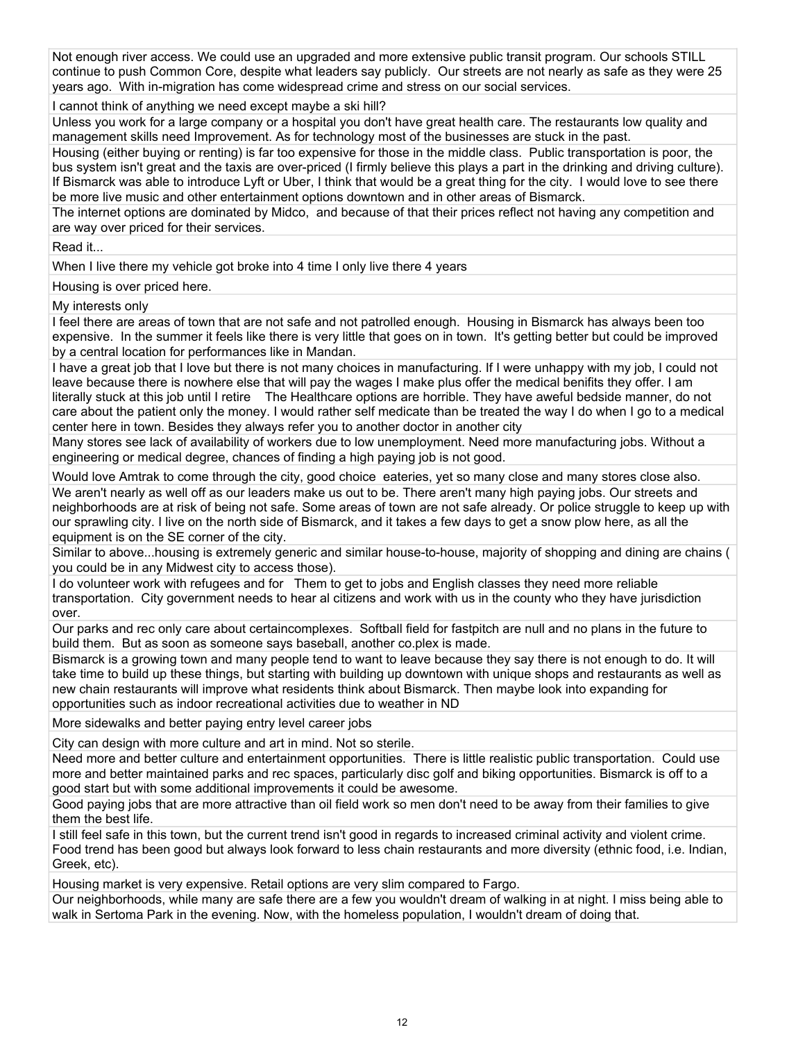Not enough river access. We could use an upgraded and more extensive public transit program. Our schools STILL continue to push Common Core, despite what leaders say publicly. Our streets are not nearly as safe as they were 25 years ago. With in-migration has come widespread crime and stress on our social services.

I cannot think of anything we need except maybe a ski hill?

Unless you work for a large company or a hospital you don't have great health care. The restaurants low quality and management skills need Improvement. As for technology most of the businesses are stuck in the past.

Housing (either buying or renting) is far too expensive for those in the middle class. Public transportation is poor, the bus system isn't great and the taxis are over-priced (I firmly believe this plays a part in the drinking and driving culture). If Bismarck was able to introduce Lyft or Uber, I think that would be a great thing for the city. I would love to see there be more live music and other entertainment options downtown and in other areas of Bismarck.

The internet options are dominated by Midco, and because of that their prices reflect not having any competition and are way over priced for their services.

Read it...

When I live there my vehicle got broke into 4 time I only live there 4 years

Housing is over priced here.

My interests only

I feel there are areas of town that are not safe and not patrolled enough. Housing in Bismarck has always been too expensive. In the summer it feels like there is very little that goes on in town. It's getting better but could be improved by a central location for performances like in Mandan.

I have a great job that I love but there is not many choices in manufacturing. If I were unhappy with my job, I could not leave because there is nowhere else that will pay the wages I make plus offer the medical benifits they offer. I am literally stuck at this job until I retire The Healthcare options are horrible. They have aweful bedside manner, do not care about the patient only the money. I would rather self medicate than be treated the way I do when I go to a medical center here in town. Besides they always refer you to another doctor in another city

Many stores see lack of availability of workers due to low unemployment. Need more manufacturing jobs. Without a engineering or medical degree, chances of finding a high paying job is not good.

Would love Amtrak to come through the city, good choice eateries, yet so many close and many stores close also.

We aren't nearly as well off as our leaders make us out to be. There aren't many high paying jobs. Our streets and neighborhoods are at risk of being not safe. Some areas of town are not safe already. Or police struggle to keep up with our sprawling city. I live on the north side of Bismarck, and it takes a few days to get a snow plow here, as all the equipment is on the SE corner of the city.

Similar to above...housing is extremely generic and similar house-to-house, majority of shopping and dining are chains ( you could be in any Midwest city to access those).

I do volunteer work with refugees and for Them to get to jobs and English classes they need more reliable transportation. City government needs to hear al citizens and work with us in the county who they have jurisdiction over.

Our parks and rec only care about certaincomplexes. Softball field for fastpitch are null and no plans in the future to build them. But as soon as someone says baseball, another co.plex is made.

Bismarck is a growing town and many people tend to want to leave because they say there is not enough to do. It will take time to build up these things, but starting with building up downtown with unique shops and restaurants as well as new chain restaurants will improve what residents think about Bismarck. Then maybe look into expanding for opportunities such as indoor recreational activities due to weather in ND

More sidewalks and better paying entry level career jobs

City can design with more culture and art in mind. Not so sterile.

Need more and better culture and entertainment opportunities. There is little realistic public transportation. Could use more and better maintained parks and rec spaces, particularly disc golf and biking opportunities. Bismarck is off to a good start but with some additional improvements it could be awesome.

Good paying jobs that are more attractive than oil field work so men don't need to be away from their families to give them the best life.

I still feel safe in this town, but the current trend isn't good in regards to increased criminal activity and violent crime. Food trend has been good but always look forward to less chain restaurants and more diversity (ethnic food, i.e. Indian, Greek, etc).

Housing market is very expensive. Retail options are very slim compared to Fargo.

Our neighborhoods, while many are safe there are a few you wouldn't dream of walking in at night. I miss being able to walk in Sertoma Park in the evening. Now, with the homeless population, I wouldn't dream of doing that.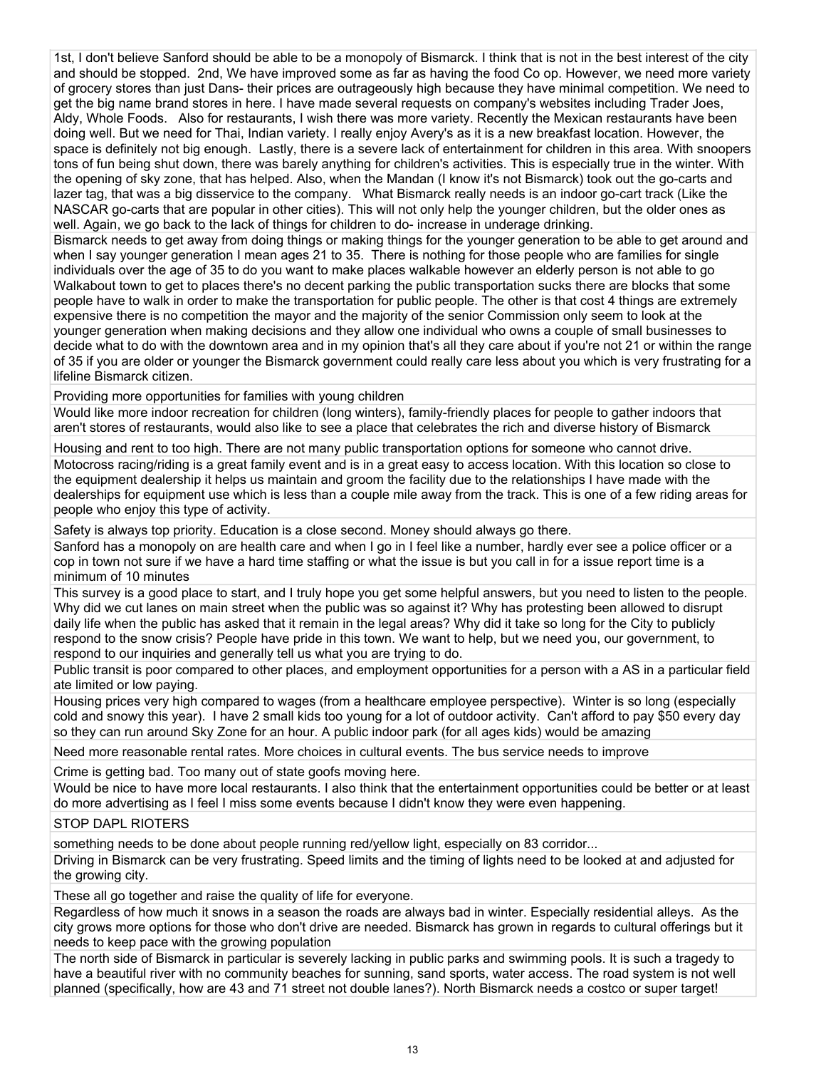1st, I don't believe Sanford should be able to be a monopoly of Bismarck. I think that is not in the best interest of the city and should be stopped. 2nd, We have improved some as far as having the food Co op. However, we need more variety of grocery stores than just Dans- their prices are outrageously high because they have minimal competition. We need to get the big name brand stores in here. I have made several requests on company's websites including Trader Joes, Aldy, Whole Foods. Also for restaurants, I wish there was more variety. Recently the Mexican restaurants have been doing well. But we need for Thai, Indian variety. I really enjoy Avery's as it is a new breakfast location. However, the space is definitely not big enough. Lastly, there is a severe lack of entertainment for children in this area. With snoopers tons of fun being shut down, there was barely anything for children's activities. This is especially true in the winter. With the opening of sky zone, that has helped. Also, when the Mandan (I know it's not Bismarck) took out the go-carts and lazer tag, that was a big disservice to the company. What Bismarck really needs is an indoor go-cart track (Like the NASCAR go-carts that are popular in other cities). This will not only help the younger children, but the older ones as well. Again, we go back to the lack of things for children to do- increase in underage drinking.

Bismarck needs to get away from doing things or making things for the younger generation to be able to get around and when I say younger generation I mean ages 21 to 35. There is nothing for those people who are families for single individuals over the age of 35 to do you want to make places walkable however an elderly person is not able to go Walkabout town to get to places there's no decent parking the public transportation sucks there are blocks that some people have to walk in order to make the transportation for public people. The other is that cost 4 things are extremely expensive there is no competition the mayor and the majority of the senior Commission only seem to look at the younger generation when making decisions and they allow one individual who owns a couple of small businesses to decide what to do with the downtown area and in my opinion that's all they care about if you're not 21 or within the range of 35 if you are older or younger the Bismarck government could really care less about you which is very frustrating for a lifeline Bismarck citizen.

Providing more opportunities for families with young children

Would like more indoor recreation for children (long winters), family-friendly places for people to gather indoors that aren't stores of restaurants, would also like to see a place that celebrates the rich and diverse history of Bismarck

Housing and rent to too high. There are not many public transportation options for someone who cannot drive.

Motocross racing/riding is a great family event and is in a great easy to access location. With this location so close to the equipment dealership it helps us maintain and groom the facility due to the relationships I have made with the dealerships for equipment use which is less than a couple mile away from the track. This is one of a few riding areas for people who enjoy this type of activity.

Safety is always top priority. Education is a close second. Money should always go there.

Sanford has a monopoly on are health care and when I go in I feel like a number, hardly ever see a police officer or a cop in town not sure if we have a hard time staffing or what the issue is but you call in for a issue report time is a minimum of 10 minutes

This survey is a good place to start, and I truly hope you get some helpful answers, but you need to listen to the people. Why did we cut lanes on main street when the public was so against it? Why has protesting been allowed to disrupt daily life when the public has asked that it remain in the legal areas? Why did it take so long for the City to publicly respond to the snow crisis? People have pride in this town. We want to help, but we need you, our government, to respond to our inquiries and generally tell us what you are trying to do.

Public transit is poor compared to other places, and employment opportunities for a person with a AS in a particular field ate limited or low paying.

Housing prices very high compared to wages (from a healthcare employee perspective). Winter is so long (especially cold and snowy this year). I have 2 small kids too young for a lot of outdoor activity. Can't afford to pay $50 every day so they can run around Sky Zone for an hour. A public indoor park (for all ages kids) would be amazing

Need more reasonable rental rates. More choices in cultural events. The bus service needs to improve

Crime is getting bad. Too many out of state goofs moving here.

Would be nice to have more local restaurants. I also think that the entertainment opportunities could be better or at least do more advertising as I feel I miss some events because I didn't know they were even happening.

STOP DAPL RIOTERS

something needs to be done about people running red/yellow light, especially on 83 corridor...

Driving in Bismarck can be very frustrating. Speed limits and the timing of lights need to be looked at and adjusted for the growing city.

These all go together and raise the quality of life for everyone.

Regardless of how much it snows in a season the roads are always bad in winter. Especially residential alleys. As the city grows more options for those who don't drive are needed. Bismarck has grown in regards to cultural offerings but it needs to keep pace with the growing population

The north side of Bismarck in particular is severely lacking in public parks and swimming pools. It is such a tragedy to have a beautiful river with no community beaches for sunning, sand sports, water access. The road system is not well planned (specifically, how are 43 and 71 street not double lanes?). North Bismarck needs a costco or super target!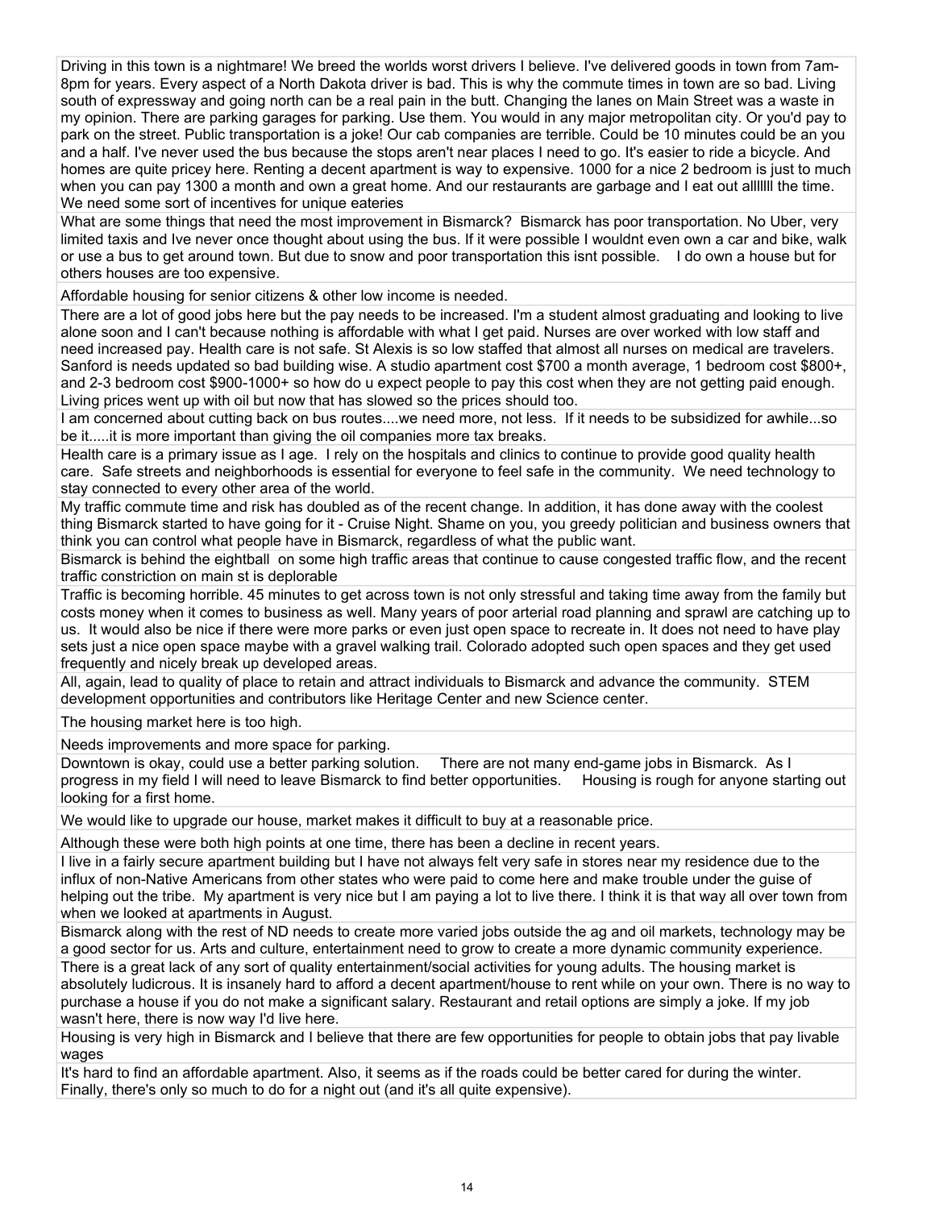| |
|---|
| Driving in this town is a nightmare! We breed the worlds worst drivers I believe. I've delivered goods in town from 7am-8pm for years. Every aspect of a North Dakota driver is bad. This is why the commute times in town are so bad. Living south of expressway and going north can be a real pain in the butt. Changing the lanes on Main Street was a waste in my opinion. There are parking garages for parking. Use them. You would in any major metropolitan city. Or you'd pay to park on the street. Public transportation is a joke! Our cab companies are terrible. Could be 10 minutes could be an you and a half. I've never used the bus because the stops aren't near places I need to go. It's easier to ride a bicycle. And homes are quite pricey here. Renting a decent apartment is way to expensive. 1000 for a nice 2 bedroom is just to much when you can pay 1300 a month and own a great home. And our restaurants are garbage and I eat out allllllll the time. We need some sort of incentives for unique eateries |
| What are some things that need the most improvement in Bismarck? Bismarck has poor transportation. No Uber, very limited taxis and Ive never once thought about using the bus. If it were possible I wouldnt even own a car and bike, walk or use a bus to get around town. But due to snow and poor transportation this isnt possible. I do own a house but for others houses are too expensive. |
| Affordable housing for senior citizens & other low income is needed. |
| There are a lot of good jobs here but the pay needs to be increased. I'm a student almost graduating and looking to live alone soon and I can't because nothing is affordable with what I get paid. Nurses are over worked with low staff and need increased pay. Health care is not safe. St Alexis is so low staffed that almost all nurses on medical are travelers. Sanford is needs updated so bad building wise. A studio apartment cost $700 a month average, 1 bedroom cost $800+, and 2-3 bedroom cost $900-1000+ so how do u expect people to pay this cost when they are not getting paid enough. Living prices went up with oil but now that has slowed so the prices should too. |
| I am concerned about cutting back on bus routes....we need more, not less. If it needs to be subsidized for awhile...so be it.....it is more important than giving the oil companies more tax breaks. |
| Health care is a primary issue as I age. I rely on the hospitals and clinics to continue to provide good quality health care. Safe streets and neighborhoods is essential for everyone to feel safe in the community. We need technology to stay connected to every other area of the world. |
| My traffic commute time and risk has doubled as of the recent change. In addition, it has done away with the coolest thing Bismarck started to have going for it - Cruise Night. Shame on you, you greedy politician and business owners that think you can control what people have in Bismarck, regardless of what the public want. |
| Bismarck is behind the eightball on some high traffic areas that continue to cause congested traffic flow, and the recent traffic constriction on main st is deplorable |
| Traffic is becoming horrible. 45 minutes to get across town is not only stressful and taking time away from the family but costs money when it comes to business as well. Many years of poor arterial road planning and sprawl are catching up to us. It would also be nice if there were more parks or even just open space to recreate in. It does not need to have play sets just a nice open space maybe with a gravel walking trail. Colorado adopted such open spaces and they get used frequently and nicely break up developed areas. |
| All, again, lead to quality of place to retain and attract individuals to Bismarck and advance the community. STEM development opportunities and contributors like Heritage Center and new Science center. |
| The housing market here is too high. |
| Needs improvements and more space for parking. |
| Downtown is okay, could use a better parking solution. There are not many end-game jobs in Bismarck. As I progress in my field I will need to leave Bismarck to find better opportunities. Housing is rough for anyone starting out looking for a first home. |
| We would like to upgrade our house, market makes it difficult to buy at a reasonable price. |
| Although these were both high points at one time, there has been a decline in recent years. |
| I live in a fairly secure apartment building but I have not always felt very safe in stores near my residence due to the influx of non-Native Americans from other states who were paid to come here and make trouble under the guise of helping out the tribe. My apartment is very nice but I am paying a lot to live there. I think it is that way all over town from when we looked at apartments in August. |
| Bismarck along with the rest of ND needs to create more varied jobs outside the ag and oil markets, technology may be a good sector for us. Arts and culture, entertainment need to grow to create a more dynamic community experience. |
| There is a great lack of any sort of quality entertainment/social activities for young adults. The housing market is absolutely ludicrous. It is insanely hard to afford a decent apartment/house to rent while on your own. There is no way to purchase a house if you do not make a significant salary. Restaurant and retail options are simply a joke. If my job wasn't here, there is now way I'd live here. |
| Housing is very high in Bismarck and I believe that there are few opportunities for people to obtain jobs that pay livable wages |
| It's hard to find an affordable apartment. Also, it seems as if the roads could be better cared for during the winter. Finally, there's only so much to do for a night out (and it's all quite expensive). |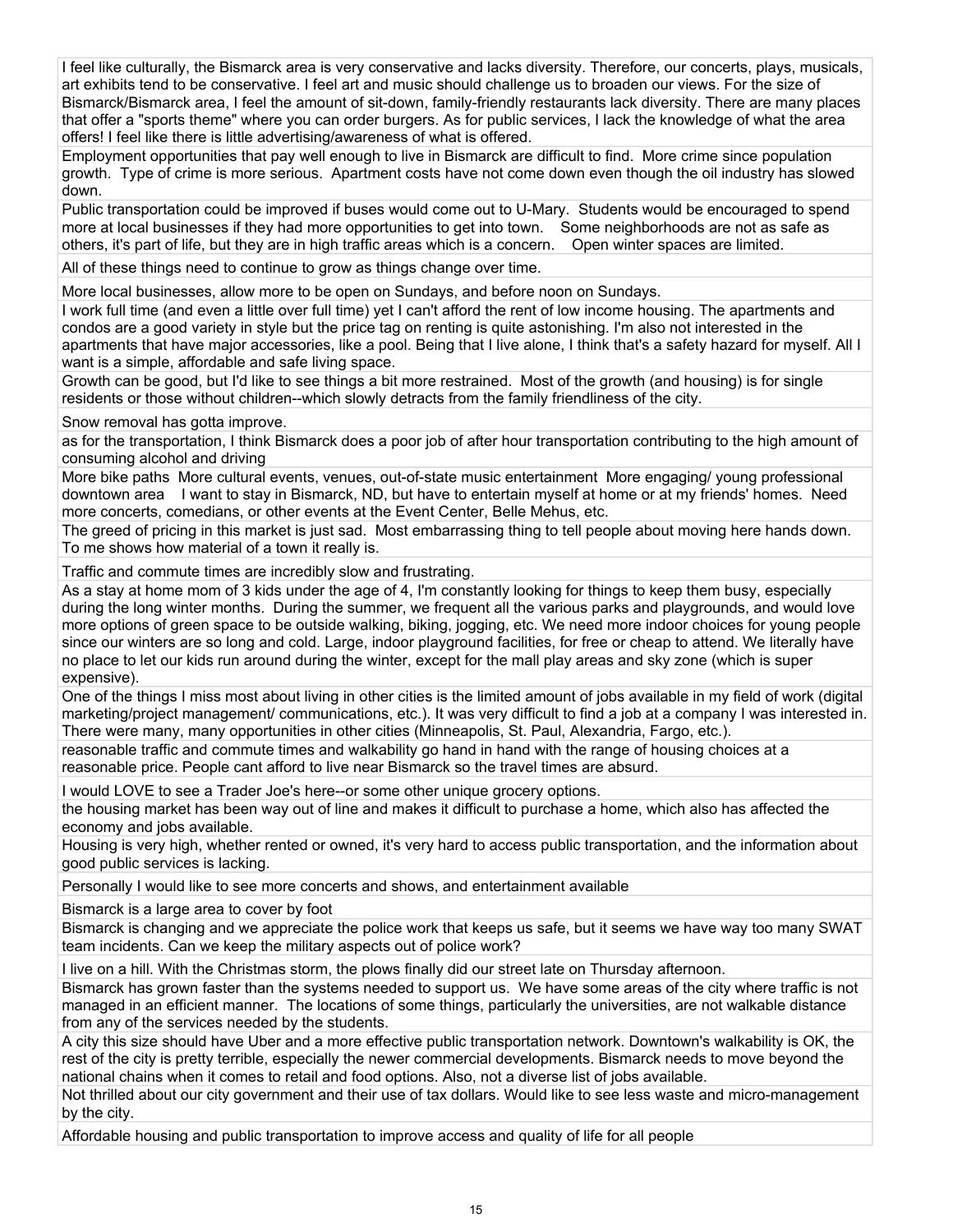| |
|---|
| I feel like culturally, the Bismarck area is very conservative and lacks diversity. Therefore, our concerts, plays, musicals, art exhibits tend to be conservative. I feel art and music should challenge us to broaden our views. For the size of Bismarck/Bismarck area, I feel the amount of sit-down, family-friendly restaurants lack diversity. There are many places that offer a "sports theme" where you can order burgers. As for public services, I lack the knowledge of what the area offers! I feel like there is little advertising/awareness of what is offered. |
| Employment opportunities that pay well enough to live in Bismarck are difficult to find. More crime since population growth. Type of crime is more serious. Apartment costs have not come down even though the oil industry has slowed down. |
| Public transportation could be improved if buses would come out to U-Mary. Students would be encouraged to spend more at local businesses if they had more opportunities to get into town. Some neighborhoods are not as safe as others, it's part of life, but they are in high traffic areas which is a concern. Open winter spaces are limited. |
| All of these things need to continue to grow as things change over time. |
| More local businesses, allow more to be open on Sundays, and before noon on Sundays. |
| I work full time (and even a little over full time) yet I can't afford the rent of low income housing. The apartments and condos are a good variety in style but the price tag on renting is quite astonishing. I'm also not interested in the apartments that have major accessories, like a pool. Being that I live alone, I think that's a safety hazard for myself. All I want is a simple, affordable and safe living space. |
| Growth can be good, but I'd like to see things a bit more restrained. Most of the growth (and housing) is for single residents or those without children--which slowly detracts from the family friendliness of the city. |
| Snow removal has gotta improve. |
| as for the transportation, I think Bismarck does a poor job of after hour transportation contributing to the high amount of consuming alcohol and driving |
| More bike paths More cultural events, venues, out-of-state music entertainment More engaging/ young professional downtown area I want to stay in Bismarck, ND, but have to entertain myself at home or at my friends' homes. Need more concerts, comedians, or other events at the Event Center, Belle Mehus, etc. |
| The greed of pricing in this market is just sad. Most embarrassing thing to tell people about moving here hands down. To me shows how material of a town it really is. |
| Traffic and commute times are incredibly slow and frustrating. |
| As a stay at home mom of 3 kids under the age of 4, I'm constantly looking for things to keep them busy, especially during the long winter months. During the summer, we frequent all the various parks and playgrounds, and would love more options of green space to be outside walking, biking, jogging, etc. We need more indoor choices for young people since our winters are so long and cold. Large, indoor playground facilities, for free or cheap to attend. We literally have no place to let our kids run around during the winter, except for the mall play areas and sky zone (which is super expensive). |
| One of the things I miss most about living in other cities is the limited amount of jobs available in my field of work (digital marketing/project management/ communications, etc.). It was very difficult to find a job at a company I was interested in. There were many, many opportunities in other cities (Minneapolis, St. Paul, Alexandria, Fargo, etc.). |
| reasonable traffic and commute times and walkability go hand in hand with the range of housing choices at a reasonable price. People cant afford to live near Bismarck so the travel times are absurd. |
| I would LOVE to see a Trader Joe's here--or some other unique grocery options. |
| the housing market has been way out of line and makes it difficult to purchase a home, which also has affected the economy and jobs available. |
| Housing is very high, whether rented or owned, it's very hard to access public transportation, and the information about good public services is lacking. |
| Personally I would like to see more concerts and shows, and entertainment available |
| Bismarck is a large area to cover by foot |
| Bismarck is changing and we appreciate the police work that keeps us safe, but it seems we have way too many SWAT team incidents. Can we keep the military aspects out of police work? |
| I live on a hill. With the Christmas storm, the plows finally did our street late on Thursday afternoon. |
| Bismarck has grown faster than the systems needed to support us. We have some areas of the city where traffic is not managed in an efficient manner. The locations of some things, particularly the universities, are not walkable distance from any of the services needed by the students. |
| A city this size should have Uber and a more effective public transportation network. Downtown's walkability is OK, the rest of the city is pretty terrible, especially the newer commercial developments. Bismarck needs to move beyond the national chains when it comes to retail and food options. Also, not a diverse list of jobs available. |
| Not thrilled about our city government and their use of tax dollars. Would like to see less waste and micro-management by the city. |
| Affordable housing and public transportation to improve access and quality of life for all people |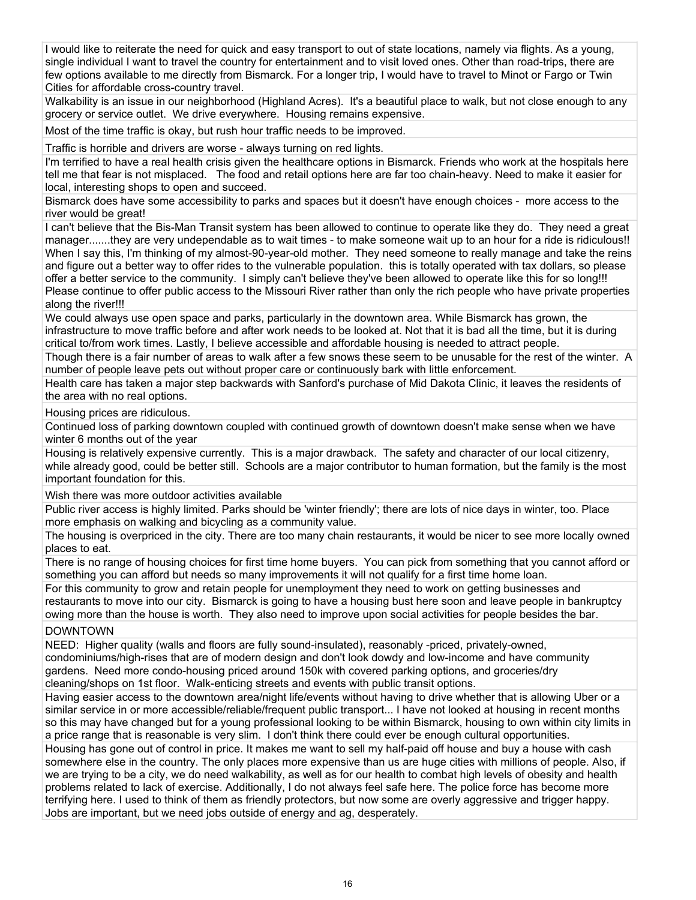| |
|---|
| I would like to reiterate the need for quick and easy transport to out of state locations, namely via flights. As a young, single individual I want to travel the country for entertainment and to visit loved ones. Other than road-trips, there are few options available to me directly from Bismarck. For a longer trip, I would have to travel to Minot or Fargo or Twin Cities for affordable cross-country travel. |
| Walkability is an issue in our neighborhood (Highland Acres). It's a beautiful place to walk, but not close enough to any grocery or service outlet. We drive everywhere. Housing remains expensive. |
| Most of the time traffic is okay, but rush hour traffic needs to be improved. |
| Traffic is horrible and drivers are worse - always turning on red lights. |
| I'm terrified to have a real health crisis given the healthcare options in Bismarck. Friends who work at the hospitals here tell me that fear is not misplaced. The food and retail options here are far too chain-heavy. Need to make it easier for local, interesting shops to open and succeed. |
| Bismarck does have some accessibility to parks and spaces but it doesn't have enough choices - more access to the river would be great! |
| I can't believe that the Bis-Man Transit system has been allowed to continue to operate like they do. They need a great manager.......they are very undependable as to wait times - to make someone wait up to an hour for a ride is ridiculous!! When I say this, I'm thinking of my almost-90-year-old mother. They need someone to really manage and take the reins and figure out a better way to offer rides to the vulnerable population. this is totally operated with tax dollars, so please offer a better service to the community. I simply can't believe they've been allowed to operate like this for so long!!! Please continue to offer public access to the Missouri River rather than only the rich people who have private properties along the river!!! |
| We could always use open space and parks, particularly in the downtown area. While Bismarck has grown, the infrastructure to move traffic before and after work needs to be looked at. Not that it is bad all the time, but it is during critical to/from work times. Lastly, I believe accessible and affordable housing is needed to attract people. |
| Though there is a fair number of areas to walk after a few snows these seem to be unusable for the rest of the winter. A number of people leave pets out without proper care or continuously bark with little enforcement. |
| Health care has taken a major step backwards with Sanford's purchase of Mid Dakota Clinic, it leaves the residents of the area with no real options. |
| Housing prices are ridiculous. |
| Continued loss of parking downtown coupled with continued growth of downtown doesn't make sense when we have winter 6 months out of the year |
| Housing is relatively expensive currently. This is a major drawback. The safety and character of our local citizenry, while already good, could be better still. Schools are a major contributor to human formation, but the family is the most important foundation for this. |
| Wish there was more outdoor activities available |
| Public river access is highly limited. Parks should be 'winter friendly'; there are lots of nice days in winter, too. Place more emphasis on walking and bicycling as a community value. |
| The housing is overpriced in the city. There are too many chain restaurants, it would be nicer to see more locally owned places to eat. |
| There is no range of housing choices for first time home buyers. You can pick from something that you cannot afford or something you can afford but needs so many improvements it will not qualify for a first time home loan. |
| For this community to grow and retain people for unemployment they need to work on getting businesses and restaurants to move into our city. Bismarck is going to have a housing bust here soon and leave people in bankruptcy owing more than the house is worth. They also need to improve upon social activities for people besides the bar. |
| DOWNTOWN |
| NEED: Higher quality (walls and floors are fully sound-insulated), reasonably -priced, privately-owned, condominiums/high-rises that are of modern design and don't look dowdy and low-income and have community gardens. Need more condo-housing priced around 150k with covered parking options, and groceries/dry cleaning/shops on 1st floor. Walk-enticing streets and events with public transit options. |
| Having easier access to the downtown area/night life/events without having to drive whether that is allowing Uber or a similar service in or more accessible/reliable/frequent public transport... I have not looked at housing in recent months so this may have changed but for a young professional looking to be within Bismarck, housing to own within city limits in a price range that is reasonable is very slim. I don't think there could ever be enough cultural opportunities. |
| Housing has gone out of control in price. It makes me want to sell my half-paid off house and buy a house with cash somewhere else in the country. The only places more expensive than us are huge cities with millions of people. Also, if we are trying to be a city, we do need walkability, as well as for our health to combat high levels of obesity and health problems related to lack of exercise. Additionally, I do not always feel safe here. The police force has become more terrifying here. I used to think of them as friendly protectors, but now some are overly aggressive and trigger happy. Jobs are important, but we need jobs outside of energy and ag, desperately. |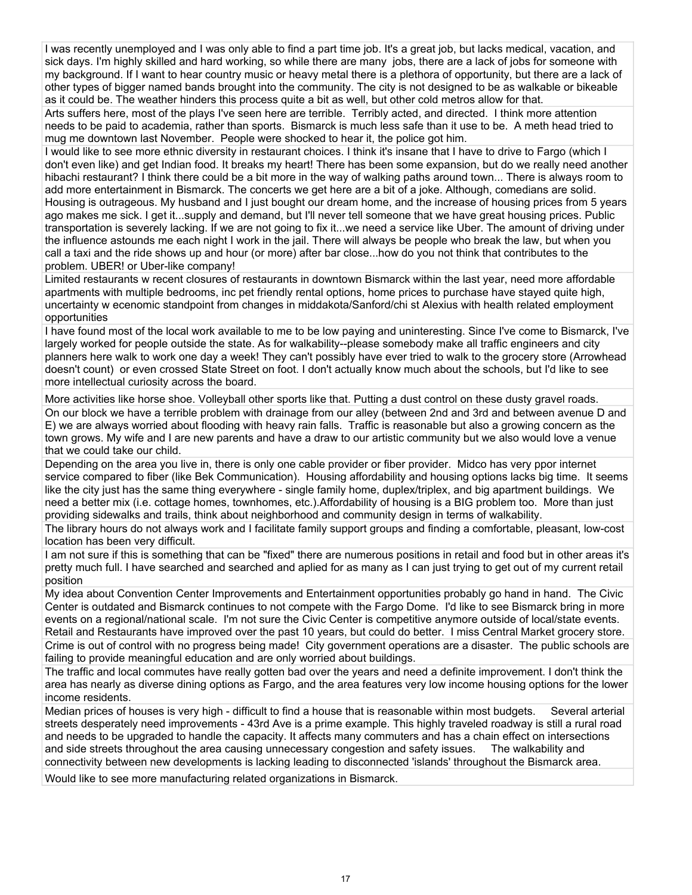| |
|---|
| I was recently unemployed and I was only able to find a part time job. It's a great job, but lacks medical, vacation, and sick days. I'm highly skilled and hard working, so while there are many  jobs, there are a lack of jobs for someone with my background. If I want to hear country music or heavy metal there is a plethora of opportunity, but there are a lack of other types of bigger named bands brought into the community. The city is not designed to be as walkable or bikeable as it could be. The weather hinders this process quite a bit as well, but other cold metros allow for that. |
| Arts suffers here, most of the plays I've seen here are terrible.  Terribly acted, and directed.  I think more attention needs to be paid to academia, rather than sports.  Bismarck is much less safe than it use to be.  A meth head tried to mug me downtown last November.  People were shocked to hear it, the police got him. |
| I would like to see more ethnic diversity in restaurant choices. I think it's insane that I have to drive to Fargo (which I don't even like) and get Indian food. It breaks my heart! There has been some expansion, but do we really need another hibachi restaurant? I think there could be a bit more in the way of walking paths around town... There is always room to add more entertainment in Bismarck. The concerts we get here are a bit of a joke. Although, comedians are solid. Housing is outrageous. My husband and I just bought our dream home, and the increase of housing prices from 5 years ago makes me sick. I get it...supply and demand, but I'll never tell someone that we have great housing prices. Public transportation is severely lacking. If we are not going to fix it...we need a service like Uber. The amount of driving under the influence astounds me each night I work in the jail. There will always be people who break the law, but when you call a taxi and the ride shows up and hour (or more) after bar close...how do you not think that contributes to the problem. UBER! or Uber-like company! |
| Limited restaurants w recent closures of restaurants in downtown Bismarck within the last year, need more affordable apartments with multiple bedrooms, inc pet friendly rental options, home prices to purchase have stayed quite high, uncertainty w ecenomic standpoint from changes in middakota/Sanford/chi st Alexius with health related employment opportunities |
| I have found most of the local work available to me to be low paying and uninteresting. Since I've come to Bismarck, I've largely worked for people outside the state. As for walkability--please somebody make all traffic engineers and city planners here walk to work one day a week! They can't possibly have ever tried to walk to the grocery store (Arrowhead doesn't count)  or even crossed State Street on foot. I don't actually know much about the schools, but I'd like to see more intellectual curiosity across the board. |
| More activities like horse shoe. Volleyball other sports like that. Putting a dust control on these dusty gravel roads. |
| On our block we have a terrible problem with drainage from our alley (between 2nd and 3rd and between avenue D and E) we are always worried about flooding with heavy rain falls.  Traffic is reasonable but also a growing concern as the town grows. My wife and I are new parents and have a draw to our artistic community but we also would love a venue that we could take our child. |
| Depending on the area you live in, there is only one cable provider or fiber provider.  Midco has very ppor internet service compared to fiber (like Bek Communication).  Housing affordability and housing options lacks big time.  It seems like the city just has the same thing everywhere - single family home, duplex/triplex, and big apartment buildings.  We need a better mix (i.e. cottage homes, townhomes, etc.).Affordability of housing is a BIG problem too.  More than just providing sidewalks and trails, think about neighborhood and community design in terms of walkability. |
| The library hours do not always work and I facilitate family support groups and finding a comfortable, pleasant, low-cost location has been very difficult. |
| I am not sure if this is something that can be "fixed" there are numerous positions in retail and food but in other areas it's pretty much full. I have searched and searched and aplied for as many as I can just trying to get out of my current retail position |
| My idea about Convention Center Improvements and Entertainment opportunities probably go hand in hand.  The Civic Center is outdated and Bismarck continues to not compete with the Fargo Dome.  I'd like to see Bismarck bring in more events on a regional/national scale.  I'm not sure the Civic Center is competitive anymore outside of local/state events.  Retail and Restaurants have improved over the past 10 years, but could do better.  I miss Central Market grocery store. |
| Crime is out of control with no progress being made!  City government operations are a disaster.  The public schools are failing to provide meaningful education and are only worried about buildings. |
| The traffic and local commutes have really gotten bad over the years and need a definite improvement. I don't think the area has nearly as diverse dining options as Fargo, and the area features very low income housing options for the lower income residents. |
| Median prices of houses is very high - difficult to find a house that is reasonable within most budgets.     Several arterial streets desperately need improvements - 43rd Ave is a prime example. This highly traveled roadway is still a rural road and needs to be upgraded to handle the capacity. It affects many commuters and has a chain effect on intersections and side streets throughout the area causing unnecessary congestion and safety issues.     The walkability and connectivity between new developments is lacking leading to disconnected 'islands' throughout the Bismarck area. |
| Would like to see more manufacturing related organizations in Bismarck. |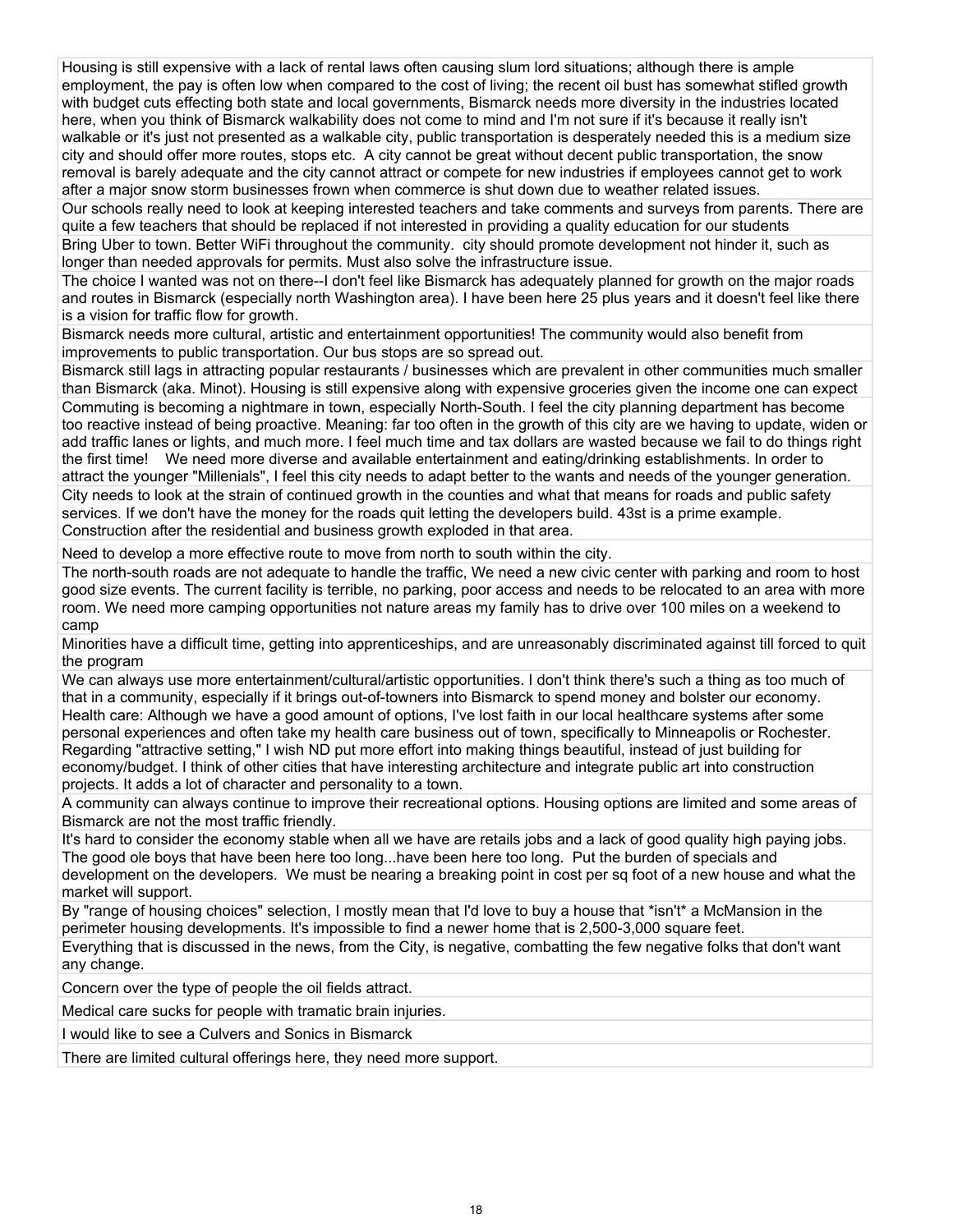Housing is still expensive with a lack of rental laws often causing slum lord situations; although there is ample employment, the pay is often low when compared to the cost of living; the recent oil bust has somewhat stifled growth with budget cuts effecting both state and local governments, Bismarck needs more diversity in the industries located here, when you think of Bismarck walkability does not come to mind and I'm not sure if it's because it really isn't walkable or it's just not presented as a walkable city, public transportation is desperately needed this is a medium size city and should offer more routes, stops etc. A city cannot be great without decent public transportation, the snow removal is barely adequate and the city cannot attract or compete for new industries if employees cannot get to work after a major snow storm businesses frown when commerce is shut down due to weather related issues.

Our schools really need to look at keeping interested teachers and take comments and surveys from parents. There are quite a few teachers that should be replaced if not interested in providing a quality education for our students

Bring Uber to town. Better WiFi throughout the community. city should promote development not hinder it, such as longer than needed approvals for permits. Must also solve the infrastructure issue.

The choice I wanted was not on there--I don't feel like Bismarck has adequately planned for growth on the major roads and routes in Bismarck (especially north Washington area). I have been here 25 plus years and it doesn't feel like there is a vision for traffic flow for growth.

Bismarck needs more cultural, artistic and entertainment opportunities! The community would also benefit from improvements to public transportation. Our bus stops are so spread out.

Bismarck still lags in attracting popular restaurants / businesses which are prevalent in other communities much smaller than Bismarck (aka. Minot). Housing is still expensive along with expensive groceries given the income one can expect

Commuting is becoming a nightmare in town, especially North-South. I feel the city planning department has become too reactive instead of being proactive. Meaning: far too often in the growth of this city are we having to update, widen or add traffic lanes or lights, and much more. I feel much time and tax dollars are wasted because we fail to do things right the first time! We need more diverse and available entertainment and eating/drinking establishments. In order to attract the younger "Millenials", I feel this city needs to adapt better to the wants and needs of the younger generation.

City needs to look at the strain of continued growth in the counties and what that means for roads and public safety services. If we don't have the money for the roads quit letting the developers build. 43st is a prime example. Construction after the residential and business growth exploded in that area.

Need to develop a more effective route to move from north to south within the city.

The north-south roads are not adequate to handle the traffic, We need a new civic center with parking and room to host good size events. The current facility is terrible, no parking, poor access and needs to be relocated to an area with more room. We need more camping opportunities not nature areas my family has to drive over 100 miles on a weekend to camp

Minorities have a difficult time, getting into apprenticeships, and are unreasonably discriminated against till forced to quit the program

We can always use more entertainment/cultural/artistic opportunities. I don't think there's such a thing as too much of that in a community, especially if it brings out-of-towners into Bismarck to spend money and bolster our economy. Health care: Although we have a good amount of options, I've lost faith in our local healthcare systems after some personal experiences and often take my health care business out of town, specifically to Minneapolis or Rochester. Regarding "attractive setting," I wish ND put more effort into making things beautiful, instead of just building for economy/budget. I think of other cities that have interesting architecture and integrate public art into construction projects. It adds a lot of character and personality to a town.

A community can always continue to improve their recreational options. Housing options are limited and some areas of Bismarck are not the most traffic friendly.

It's hard to consider the economy stable when all we have are retails jobs and a lack of good quality high paying jobs. The good ole boys that have been here too long...have been here too long. Put the burden of specials and development on the developers. We must be nearing a breaking point in cost per sq foot of a new house and what the market will support.

By "range of housing choices" selection, I mostly mean that I'd love to buy a house that *isn't* a McMansion in the perimeter housing developments. It's impossible to find a newer home that is 2,500-3,000 square feet.

Everything that is discussed in the news, from the City, is negative, combatting the few negative folks that don't want any change.

Concern over the type of people the oil fields attract.

Medical care sucks for people with tramatic brain injuries.

I would like to see a Culvers and Sonics in Bismarck

There are limited cultural offerings here, they need more support.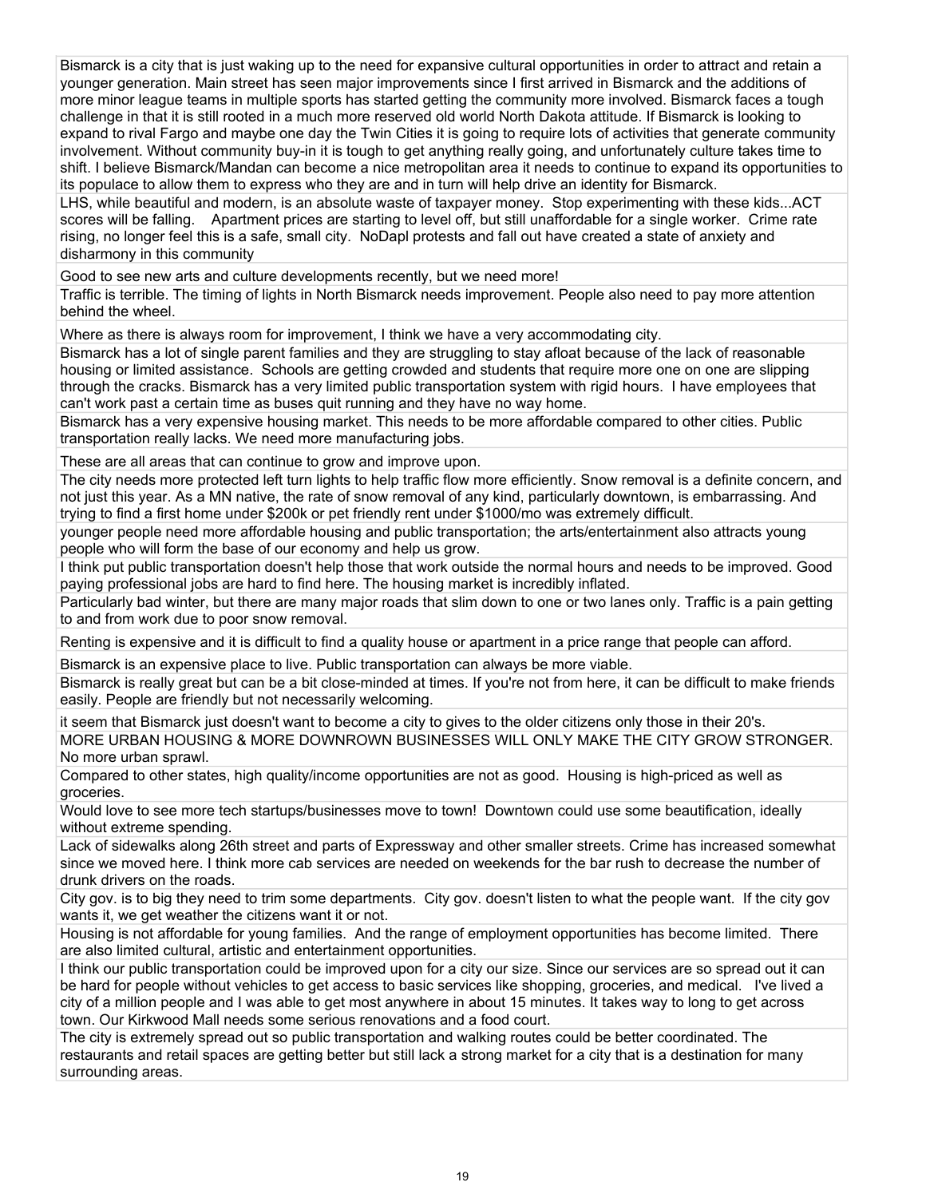| |
|---|
| Bismarck is a city that is just waking up to the need for expansive cultural opportunities in order to attract and retain a younger generation. Main street has seen major improvements since I first arrived in Bismarck and the additions of more minor league teams in multiple sports has started getting the community more involved. Bismarck faces a tough challenge in that it is still rooted in a much more reserved old world North Dakota attitude. If Bismarck is looking to expand to rival Fargo and maybe one day the Twin Cities it is going to require lots of activities that generate community involvement. Without community buy-in it is tough to get anything really going, and unfortunately culture takes time to shift. I believe Bismarck/Mandan can become a nice metropolitan area it needs to continue to expand its opportunities to its populace to allow them to express who they are and in turn will help drive an identity for Bismarck. |
| LHS, while beautiful and modern, is an absolute waste of taxpayer money. Stop experimenting with these kids...ACT scores will be falling. Apartment prices are starting to level off, but still unaffordable for a single worker. Crime rate rising, no longer feel this is a safe, small city. NoDapl protests and fall out have created a state of anxiety and disharmony in this community |
| Good to see new arts and culture developments recently, but we need more! |
| Traffic is terrible. The timing of lights in North Bismarck needs improvement. People also need to pay more attention behind the wheel. |
| Where as there is always room for improvement, I think we have a very accommodating city. |
| Bismarck has a lot of single parent families and they are struggling to stay afloat because of the lack of reasonable housing or limited assistance. Schools are getting crowded and students that require more one on one are slipping through the cracks. Bismarck has a very limited public transportation system with rigid hours. I have employees that can't work past a certain time as buses quit running and they have no way home. |
| Bismarck has a very expensive housing market. This needs to be more affordable compared to other cities. Public transportation really lacks. We need more manufacturing jobs. |
| These are all areas that can continue to grow and improve upon. |
| The city needs more protected left turn lights to help traffic flow more efficiently. Snow removal is a definite concern, and not just this year. As a MN native, the rate of snow removal of any kind, particularly downtown, is embarrassing. And trying to find a first home under $200k or pet friendly rent under $1000/mo was extremely difficult. |
| younger people need more affordable housing and public transportation; the arts/entertainment also attracts young people who will form the base of our economy and help us grow. |
| I think put public transportation doesn't help those that work outside the normal hours and needs to be improved. Good paying professional jobs are hard to find here. The housing market is incredibly inflated. |
| Particularly bad winter, but there are many major roads that slim down to one or two lanes only. Traffic is a pain getting to and from work due to poor snow removal. |
| Renting is expensive and it is difficult to find a quality house or apartment in a price range that people can afford. |
| Bismarck is an expensive place to live. Public transportation can always be more viable. |
| Bismarck is really great but can be a bit close-minded at times. If you're not from here, it can be difficult to make friends easily. People are friendly but not necessarily welcoming. |
| it seem that Bismarck just doesn't want to become a city to gives to the older citizens only those in their 20's. |
| MORE URBAN HOUSING & MORE DOWNROWN BUSINESSES WILL ONLY MAKE THE CITY GROW STRONGER. No more urban sprawl. |
| Compared to other states, high quality/income opportunities are not as good. Housing is high-priced as well as groceries. |
| Would love to see more tech startups/businesses move to town! Downtown could use some beautification, ideally without extreme spending. |
| Lack of sidewalks along 26th street and parts of Expressway and other smaller streets. Crime has increased somewhat since we moved here. I think more cab services are needed on weekends for the bar rush to decrease the number of drunk drivers on the roads. |
| City gov. is to big they need to trim some departments. City gov. doesn't listen to what the people want. If the city gov wants it, we get weather the citizens want it or not. |
| Housing is not affordable for young families. And the range of employment opportunities has become limited. There are also limited cultural, artistic and entertainment opportunities. |
| I think our public transportation could be improved upon for a city our size. Since our services are so spread out it can be hard for people without vehicles to get access to basic services like shopping, groceries, and medical. I've lived a city of a million people and I was able to get most anywhere in about 15 minutes. It takes way to long to get across town. Our Kirkwood Mall needs some serious renovations and a food court. |
| The city is extremely spread out so public transportation and walking routes could be better coordinated. The restaurants and retail spaces are getting better but still lack a strong market for a city that is a destination for many surrounding areas. |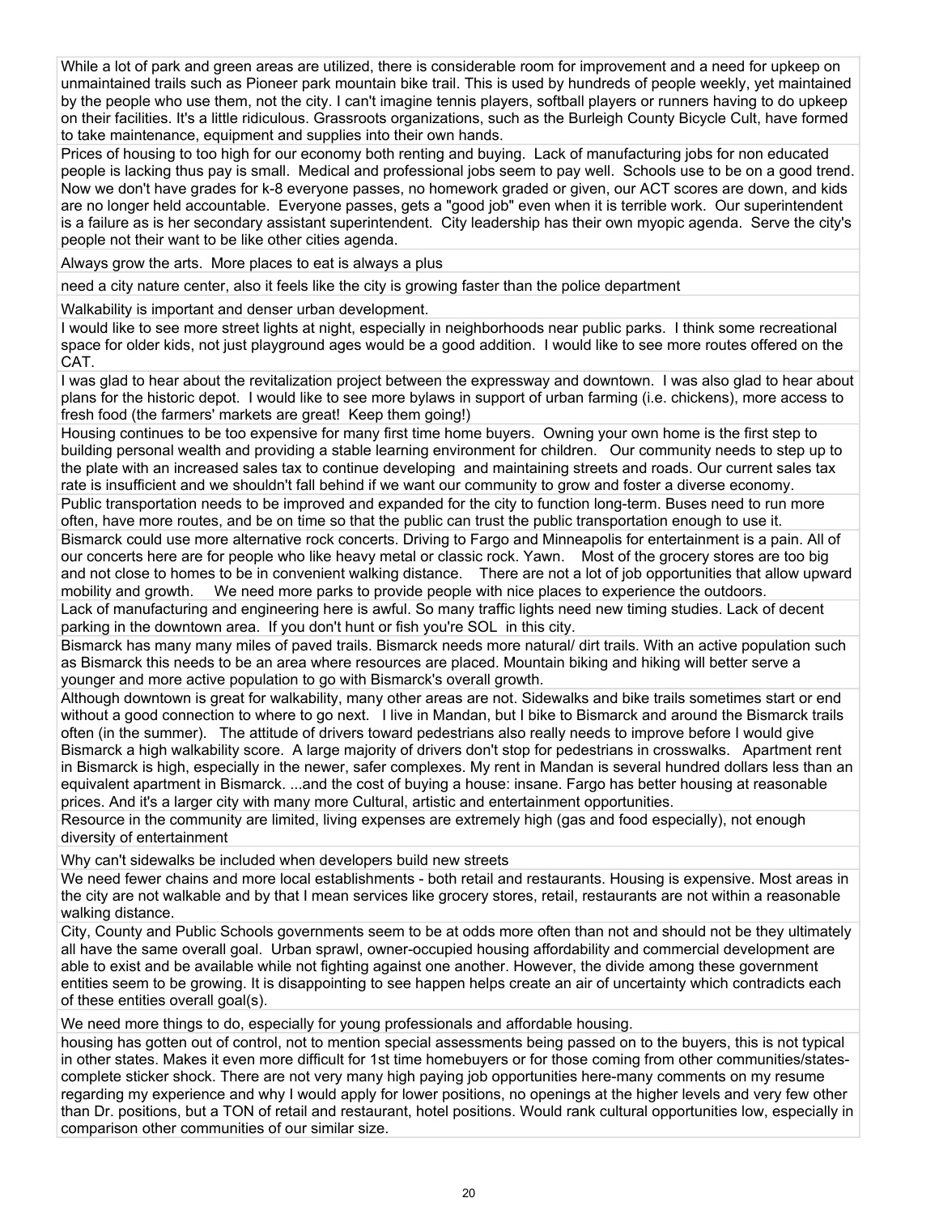| |
|---|
| While a lot of park and green areas are utilized, there is considerable room for improvement and a need for upkeep on unmaintained trails such as Pioneer park mountain bike trail. This is used by hundreds of people weekly, yet maintained by the people who use them, not the city. I can't imagine tennis players, softball players or runners having to do upkeep on their facilities. It's a little ridiculous. Grassroots organizations, such as the Burleigh County Bicycle Cult, have formed to take maintenance, equipment and supplies into their own hands. |
| Prices of housing to too high for our economy both renting and buying. Lack of manufacturing jobs for non educated people is lacking thus pay is small. Medical and professional jobs seem to pay well. Schools use to be on a good trend. Now we don't have grades for k-8 everyone passes, no homework graded or given, our ACT scores are down, and kids are no longer held accountable. Everyone passes, gets a "good job" even when it is terrible work. Our superintendent is a failure as is her secondary assistant superintendent. City leadership has their own myopic agenda. Serve the city's people not their want to be like other cities agenda. |
| Always grow the arts. More places to eat is always a plus |
| need a city nature center, also it feels like the city is growing faster than the police department |
| Walkability is important and denser urban development. |
| I would like to see more street lights at night, especially in neighborhoods near public parks. I think some recreational space for older kids, not just playground ages would be a good addition. I would like to see more routes offered on the CAT. |
| I was glad to hear about the revitalization project between the expressway and downtown. I was also glad to hear about plans for the historic depot. I would like to see more bylaws in support of urban farming (i.e. chickens), more access to fresh food (the farmers' markets are great! Keep them going!) |
| Housing continues to be too expensive for many first time home buyers. Owning your own home is the first step to building personal wealth and providing a stable learning environment for children. Our community needs to step up to the plate with an increased sales tax to continue developing and maintaining streets and roads. Our current sales tax rate is insufficient and we shouldn't fall behind if we want our community to grow and foster a diverse economy. |
| Public transportation needs to be improved and expanded for the city to function long-term. Buses need to run more often, have more routes, and be on time so that the public can trust the public transportation enough to use it. |
| Bismarck could use more alternative rock concerts. Driving to Fargo and Minneapolis for entertainment is a pain. All of our concerts here are for people who like heavy metal or classic rock. Yawn. Most of the grocery stores are too big and not close to homes to be in convenient walking distance. There are not a lot of job opportunities that allow upward mobility and growth. We need more parks to provide people with nice places to experience the outdoors. |
| Lack of manufacturing and engineering here is awful. So many traffic lights need new timing studies. Lack of decent parking in the downtown area. If you don't hunt or fish you're SOL in this city. |
| Bismarck has many many miles of paved trails. Bismarck needs more natural/ dirt trails. With an active population such as Bismarck this needs to be an area where resources are placed. Mountain biking and hiking will better serve a younger and more active population to go with Bismarck's overall growth. |
| Although downtown is great for walkability, many other areas are not. Sidewalks and bike trails sometimes start or end without a good connection to where to go next. I live in Mandan, but I bike to Bismarck and around the Bismarck trails often (in the summer). The attitude of drivers toward pedestrians also really needs to improve before I would give Bismarck a high walkability score. A large majority of drivers don't stop for pedestrians in crosswalks. Apartment rent in Bismarck is high, especially in the newer, safer complexes. My rent in Mandan is several hundred dollars less than an equivalent apartment in Bismarck. ...and the cost of buying a house: insane. Fargo has better housing at reasonable prices. And it's a larger city with many more Cultural, artistic and entertainment opportunities. |
| Resource in the community are limited, living expenses are extremely high (gas and food especially), not enough diversity of entertainment |
| Why can't sidewalks be included when developers build new streets |
| We need fewer chains and more local establishments - both retail and restaurants. Housing is expensive. Most areas in the city are not walkable and by that I mean services like grocery stores, retail, restaurants are not within a reasonable walking distance. |
| City, County and Public Schools governments seem to be at odds more often than not and should not be they ultimately all have the same overall goal. Urban sprawl, owner-occupied housing affordability and commercial development are able to exist and be available while not fighting against one another. However, the divide among these government entities seem to be growing. It is disappointing to see happen helps create an air of uncertainty which contradicts each of these entities overall goal(s). |
| We need more things to do, especially for young professionals and affordable housing. |
| housing has gotten out of control, not to mention special assessments being passed on to the buyers, this is not typical in other states. Makes it even more difficult for 1st time homebuyers or for those coming from other communities/states- complete sticker shock. There are not very many high paying job opportunities here-many comments on my resume regarding my experience and why I would apply for lower positions, no openings at the higher levels and very few other than Dr. positions, but a TON of retail and restaurant, hotel positions. Would rank cultural opportunities low, especially in comparison other communities of our similar size. |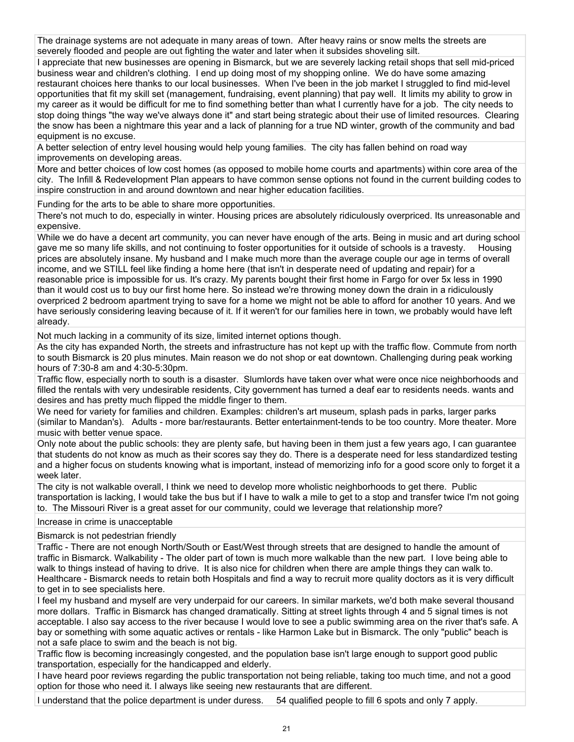| |
|---|
| The drainage systems are not adequate in many areas of town. After heavy rains or snow melts the streets are severely flooded and people are out fighting the water and later when it subsides shoveling silt. |
| I appreciate that new businesses are opening in Bismarck, but we are severely lacking retail shops that sell mid-priced business wear and children's clothing. I end up doing most of my shopping online. We do have some amazing restaurant choices here thanks to our local businesses. When I've been in the job market I struggled to find mid-level opportunities that fit my skill set (management, fundraising, event planning) that pay well. It limits my ability to grow in my career as it would be difficult for me to find something better than what I currently have for a job. The city needs to stop doing things "the way we've always done it" and start being strategic about their use of limited resources. Clearing the snow has been a nightmare this year and a lack of planning for a true ND winter, growth of the community and bad equipment is no excuse. |
| A better selection of entry level housing would help young families. The city has fallen behind on road way improvements on developing areas. |
| More and better choices of low cost homes (as opposed to mobile home courts and apartments) within core area of the city. The Infill & Redevelopment Plan appears to have common sense options not found in the current building codes to inspire construction in and around downtown and near higher education facilities. |
| Funding for the arts to be able to share more opportunities. |
| There's not much to do, especially in winter. Housing prices are absolutely ridiculously overpriced. Its unreasonable and expensive. |
| While we do have a decent art community, you can never have enough of the arts. Being in music and art during school gave me so many life skills, and not continuing to foster opportunities for it outside of schools is a travesty. Housing prices are absolutely insane. My husband and I make much more than the average couple our age in terms of overall income, and we STILL feel like finding a home here (that isn't in desperate need of updating and repair) for a reasonable price is impossible for us. It's crazy. My parents bought their first home in Fargo for over 5x less in 1990 than it would cost us to buy our first home here. So instead we're throwing money down the drain in a ridiculously overpriced 2 bedroom apartment trying to save for a home we might not be able to afford for another 10 years. And we have seriously considering leaving because of it. If it weren't for our families here in town, we probably would have left already. |
| Not much lacking in a community of its size, limited internet options though. |
| As the city has expanded North, the streets and infrastructure has not kept up with the traffic flow. Commute from north to south Bismarck is 20 plus minutes. Main reason we do not shop or eat downtown. Challenging during peak working hours of 7:30-8 am and 4:30-5:30pm. |
| Traffic flow, especially north to south is a disaster. Slumlords have taken over what were once nice neighborhoods and filled the rentals with very undesirable residents, City government has turned a deaf ear to residents needs. wants and desires and has pretty much flipped the middle finger to them. |
| We need for variety for families and children. Examples: children's art museum, splash pads in parks, larger parks (similar to Mandan's). Adults - more bar/restaurants. Better entertainment-tends to be too country. More theater. More music with better venue space. |
| Only note about the public schools: they are plenty safe, but having been in them just a few years ago, I can guarantee that students do not know as much as their scores say they do. There is a desperate need for less standardized testing and a higher focus on students knowing what is important, instead of memorizing info for a good score only to forget it a week later. |
| The city is not walkable overall, I think we need to develop more wholistic neighborhoods to get there. Public transportation is lacking, I would take the bus but if I have to walk a mile to get to a stop and transfer twice I'm not going to. The Missouri River is a great asset for our community, could we leverage that relationship more? |
| Increase in crime is unacceptable |
| Bismarck is not pedestrian friendly |
| Traffic - There are not enough North/South or East/West through streets that are designed to handle the amount of traffic in Bismarck. Walkability - The older part of town is much more walkable than the new part. I love being able to walk to things instead of having to drive. It is also nice for children when there are ample things they can walk to. Healthcare - Bismarck needs to retain both Hospitals and find a way to recruit more quality doctors as it is very difficult to get in to see specialists here. |
| I feel my husband and myself are very underpaid for our careers. In similar markets, we'd both make several thousand more dollars. Traffic in Bismarck has changed dramatically. Sitting at street lights through 4 and 5 signal times is not acceptable. I also say access to the river because I would love to see a public swimming area on the river that's safe. A bay or something with some aquatic actives or rentals - like Harmon Lake but in Bismarck. The only "public" beach is not a safe place to swim and the beach is not big. |
| Traffic flow is becoming increasingly congested, and the population base isn't large enough to support good public transportation, especially for the handicapped and elderly. |
| I have heard poor reviews regarding the public transportation not being reliable, taking too much time, and not a good option for those who need it. I always like seeing new restaurants that are different. |
| I understand that the police department is under duress. 54 qualified people to fill 6 spots and only 7 apply. |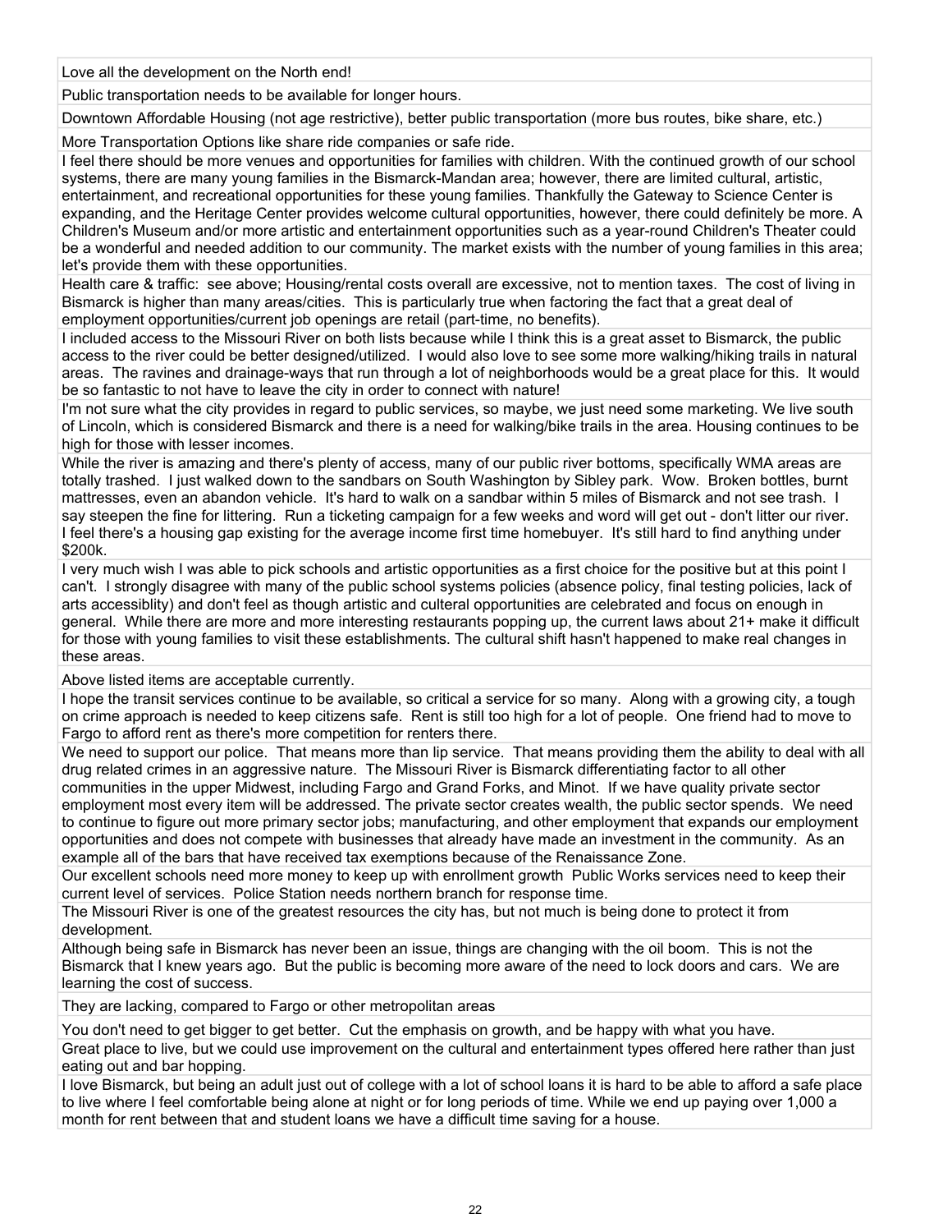| |
|---|
| Love all the development on the North end! |
| Public transportation needs to be available for longer hours. |
| Downtown Affordable Housing (not age restrictive), better public transportation (more bus routes, bike share, etc.) |
| More Transportation Options like share ride companies or safe ride. |
| I feel there should be more venues and opportunities for families with children. With the continued growth of our school systems, there are many young families in the Bismarck-Mandan area; however, there are limited cultural, artistic, entertainment, and recreational opportunities for these young families. Thankfully the Gateway to Science Center is expanding, and the Heritage Center provides welcome cultural opportunities, however, there could definitely be more. A Children's Museum and/or more artistic and entertainment opportunities such as a year-round Children's Theater could be a wonderful and needed addition to our community. The market exists with the number of young families in this area; let's provide them with these opportunities. |
| Health care & traffic: see above; Housing/rental costs overall are excessive, not to mention taxes. The cost of living in Bismarck is higher than many areas/cities. This is particularly true when factoring the fact that a great deal of employment opportunities/current job openings are retail (part-time, no benefits). |
| I included access to the Missouri River on both lists because while I think this is a great asset to Bismarck, the public access to the river could be better designed/utilized. I would also love to see some more walking/hiking trails in natural areas. The ravines and drainage-ways that run through a lot of neighborhoods would be a great place for this. It would be so fantastic to not have to leave the city in order to connect with nature! |
| I'm not sure what the city provides in regard to public services, so maybe, we just need some marketing. We live south of Lincoln, which is considered Bismarck and there is a need for walking/bike trails in the area. Housing continues to be high for those with lesser incomes. |
| While the river is amazing and there's plenty of access, many of our public river bottoms, specifically WMA areas are totally trashed. I just walked down to the sandbars on South Washington by Sibley park. Wow. Broken bottles, burnt mattresses, even an abandon vehicle. It's hard to walk on a sandbar within 5 miles of Bismarck and not see trash. I say steepen the fine for littering. Run a ticketing campaign for a few weeks and word will get out - don't litter our river. I feel there's a housing gap existing for the average income first time homebuyer. It's still hard to find anything under $200k. |
| I very much wish I was able to pick schools and artistic opportunities as a first choice for the positive but at this point I can't. I strongly disagree with many of the public school systems policies (absence policy, final testing policies, lack of arts accessiblity) and don't feel as though artistic and culteral opportunities are celebrated and focus on enough in general. While there are more and more interesting restaurants popping up, the current laws about 21+ make it difficult for those with young families to visit these establishments. The cultural shift hasn't happened to make real changes in these areas. |
| Above listed items are acceptable currently. |
| I hope the transit services continue to be available, so critical a service for so many. Along with a growing city, a tough on crime approach is needed to keep citizens safe. Rent is still too high for a lot of people. One friend had to move to Fargo to afford rent as there's more competition for renters there. |
| We need to support our police. That means more than lip service. That means providing them the ability to deal with all drug related crimes in an aggressive nature. The Missouri River is Bismarck differentiating factor to all other communities in the upper Midwest, including Fargo and Grand Forks, and Minot. If we have quality private sector employment most every item will be addressed. The private sector creates wealth, the public sector spends. We need to continue to figure out more primary sector jobs; manufacturing, and other employment that expands our employment opportunities and does not compete with businesses that already have made an investment in the community. As an example all of the bars that have received tax exemptions because of the Renaissance Zone. |
| Our excellent schools need more money to keep up with enrollment growth Public Works services need to keep their current level of services. Police Station needs northern branch for response time. |
| The Missouri River is one of the greatest resources the city has, but not much is being done to protect it from development. |
| Although being safe in Bismarck has never been an issue, things are changing with the oil boom. This is not the Bismarck that I knew years ago. But the public is becoming more aware of the need to lock doors and cars. We are learning the cost of success. |
| They are lacking, compared to Fargo or other metropolitan areas |
| You don't need to get bigger to get better. Cut the emphasis on growth, and be happy with what you have. |
| Great place to live, but we could use improvement on the cultural and entertainment types offered here rather than just eating out and bar hopping. |
| I love Bismarck, but being an adult just out of college with a lot of school loans it is hard to be able to afford a safe place to live where I feel comfortable being alone at night or for long periods of time. While we end up paying over 1,000 a month for rent between that and student loans we have a difficult time saving for a house. |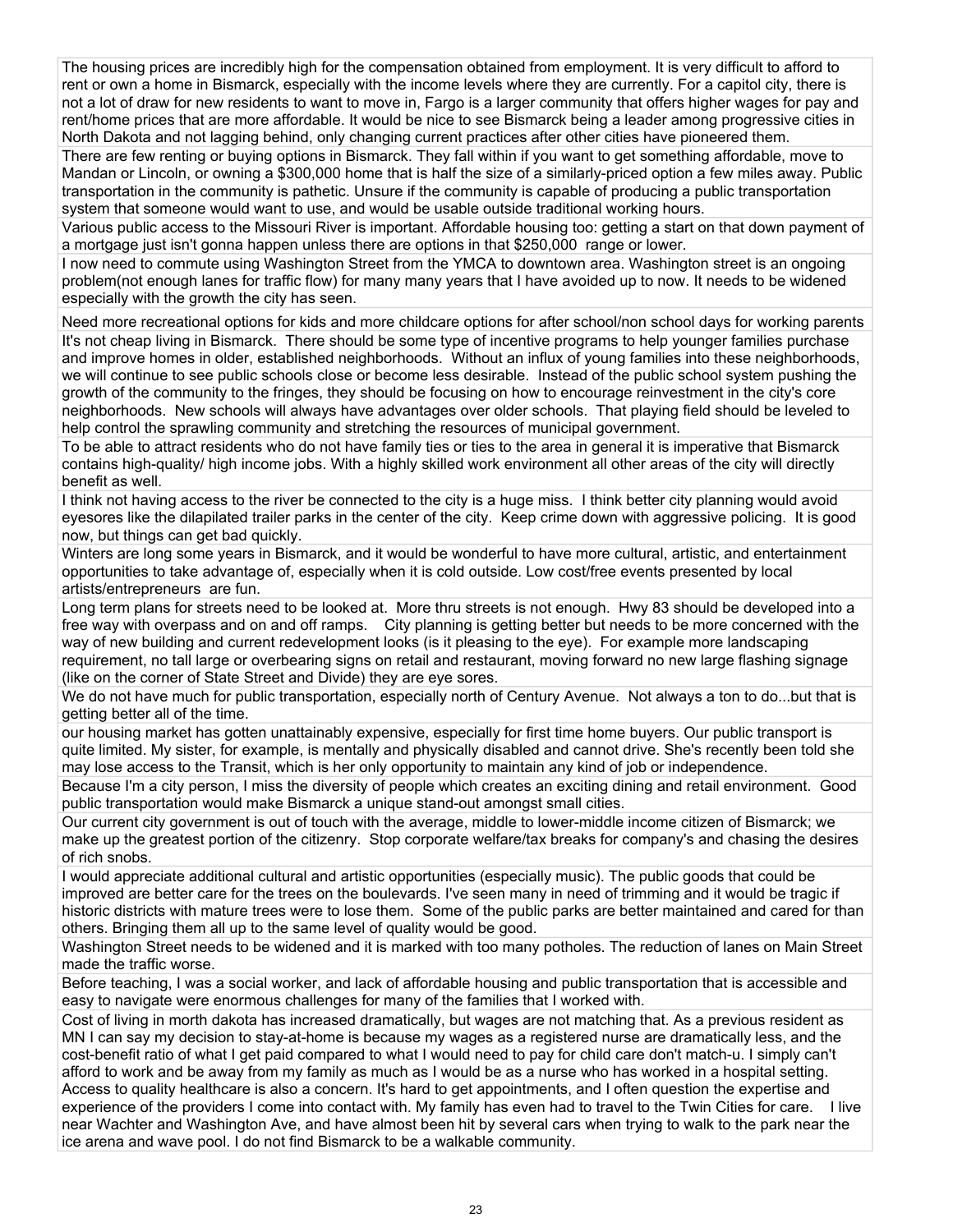| |
|---|
| The housing prices are incredibly high for the compensation obtained from employment. It is very difficult to afford to rent or own a home in Bismarck, especially with the income levels where they are currently. For a capitol city, there is not a lot of draw for new residents to want to move in, Fargo is a larger community that offers higher wages for pay and rent/home prices that are more affordable. It would be nice to see Bismarck being a leader among progressive cities in North Dakota and not lagging behind, only changing current practices after other cities have pioneered them. |
| There are few renting or buying options in Bismarck. They fall within if you want to get something affordable, move to Mandan or Lincoln, or owning a $300,000 home that is half the size of a similarly-priced option a few miles away. Public transportation in the community is pathetic. Unsure if the community is capable of producing a public transportation system that someone would want to use, and would be usable outside traditional working hours. |
| Various public access to the Missouri River is important. Affordable housing too: getting a start on that down payment of a mortgage just isn't gonna happen unless there are options in that $250,000 range or lower. |
| I now need to commute using Washington Street from the YMCA to downtown area. Washington street is an ongoing problem(not enough lanes for traffic flow) for many many years that I have avoided up to now. It needs to be widened especially with the growth the city has seen. |
| Need more recreational options for kids and more childcare options for after school/non school days for working parents |
| It's not cheap living in Bismarck. There should be some type of incentive programs to help younger families purchase and improve homes in older, established neighborhoods. Without an influx of young families into these neighborhoods, we will continue to see public schools close or become less desirable. Instead of the public school system pushing the growth of the community to the fringes, they should be focusing on how to encourage reinvestment in the city's core neighborhoods. New schools will always have advantages over older schools. That playing field should be leveled to help control the sprawling community and stretching the resources of municipal government. |
| To be able to attract residents who do not have family ties or ties to the area in general it is imperative that Bismarck contains high-quality/ high income jobs. With a highly skilled work environment all other areas of the city will directly benefit as well. |
| I think not having access to the river be connected to the city is a huge miss. I think better city planning would avoid eyesores like the dilapilated trailer parks in the center of the city. Keep crime down with aggressive policing. It is good now, but things can get bad quickly. |
| Winters are long some years in Bismarck, and it would be wonderful to have more cultural, artistic, and entertainment opportunities to take advantage of, especially when it is cold outside. Low cost/free events presented by local artists/entrepreneurs are fun. |
| Long term plans for streets need to be looked at. More thru streets is not enough. Hwy 83 should be developed into a free way with overpass and on and off ramps. City planning is getting better but needs to be more concerned with the way of new building and current redevelopment looks (is it pleasing to the eye). For example more landscaping requirement, no tall large or overbearing signs on retail and restaurant, moving forward no new large flashing signage (like on the corner of State Street and Divide) they are eye sores. |
| We do not have much for public transportation, especially north of Century Avenue. Not always a ton to do...but that is getting better all of the time. |
| our housing market has gotten unattainably expensive, especially for first time home buyers. Our public transport is quite limited. My sister, for example, is mentally and physically disabled and cannot drive. She's recently been told she may lose access to the Transit, which is her only opportunity to maintain any kind of job or independence. |
| Because I'm a city person, I miss the diversity of people which creates an exciting dining and retail environment. Good public transportation would make Bismarck a unique stand-out amongst small cities. |
| Our current city government is out of touch with the average, middle to lower-middle income citizen of Bismarck; we make up the greatest portion of the citizenry. Stop corporate welfare/tax breaks for company's and chasing the desires of rich snobs. |
| I would appreciate additional cultural and artistic opportunities (especially music). The public goods that could be improved are better care for the trees on the boulevards. I've seen many in need of trimming and it would be tragic if historic districts with mature trees were to lose them. Some of the public parks are better maintained and cared for than others. Bringing them all up to the same level of quality would be good. |
| Washington Street needs to be widened and it is marked with too many potholes. The reduction of lanes on Main Street made the traffic worse. |
| Before teaching, I was a social worker, and lack of affordable housing and public transportation that is accessible and easy to navigate were enormous challenges for many of the families that I worked with. |
| Cost of living in morth dakota has increased dramatically, but wages are not matching that. As a previous resident as MN I can say my decision to stay-at-home is because my wages as a registered nurse are dramatically less, and the cost-benefit ratio of what I get paid compared to what I would need to pay for child care don't match-u. I simply can't afford to work and be away from my family as much as I would be as a nurse who has worked in a hospital setting. Access to quality healthcare is also a concern. It's hard to get appointments, and I often question the expertise and experience of the providers I come into contact with. My family has even had to travel to the Twin Cities for care. I live near Wachter and Washington Ave, and have almost been hit by several cars when trying to walk to the park near the ice arena and wave pool. I do not find Bismarck to be a walkable community. |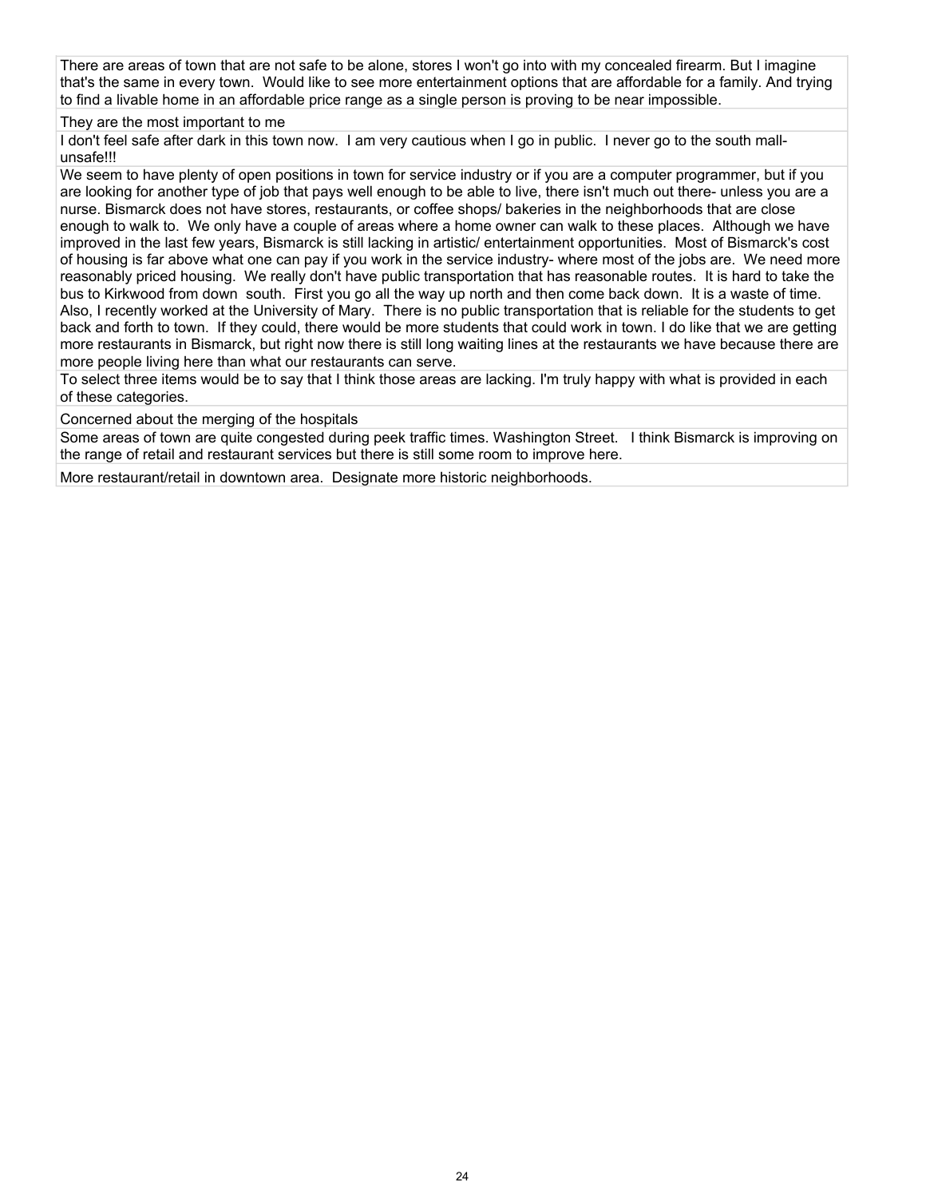| |
|---|
| There are areas of town that are not safe to be alone, stores I won't go into with my concealed firearm. But I imagine that's the same in every town. Would like to see more entertainment options that are affordable for a family. And trying to find a livable home in an affordable price range as a single person is proving to be near impossible. |
| They are the most important to me |
| I don't feel safe after dark in this town now. I am very cautious when I go in public. I never go to the south mall- unsafe!!! |
| We seem to have plenty of open positions in town for service industry or if you are a computer programmer, but if you are looking for another type of job that pays well enough to be able to live, there isn't much out there- unless you are a nurse. Bismarck does not have stores, restaurants, or coffee shops/ bakeries in the neighborhoods that are close enough to walk to. We only have a couple of areas where a home owner can walk to these places. Although we have improved in the last few years, Bismarck is still lacking in artistic/ entertainment opportunities. Most of Bismarck's cost of housing is far above what one can pay if you work in the service industry- where most of the jobs are. We need more reasonably priced housing. We really don't have public transportation that has reasonable routes. It is hard to take the bus to Kirkwood from down south. First you go all the way up north and then come back down. It is a waste of time. Also, I recently worked at the University of Mary. There is no public transportation that is reliable for the students to get back and forth to town. If they could, there would be more students that could work in town. I do like that we are getting more restaurants in Bismarck, but right now there is still long waiting lines at the restaurants we have because there are more people living here than what our restaurants can serve. |
| To select three items would be to say that I think those areas are lacking. I'm truly happy with what is provided in each of these categories. |
| Concerned about the merging of the hospitals |
| Some areas of town are quite congested during peek traffic times. Washington Street. I think Bismarck is improving on the range of retail and restaurant services but there is still some room to improve here. |
| More restaurant/retail in downtown area. Designate more historic neighborhoods. |